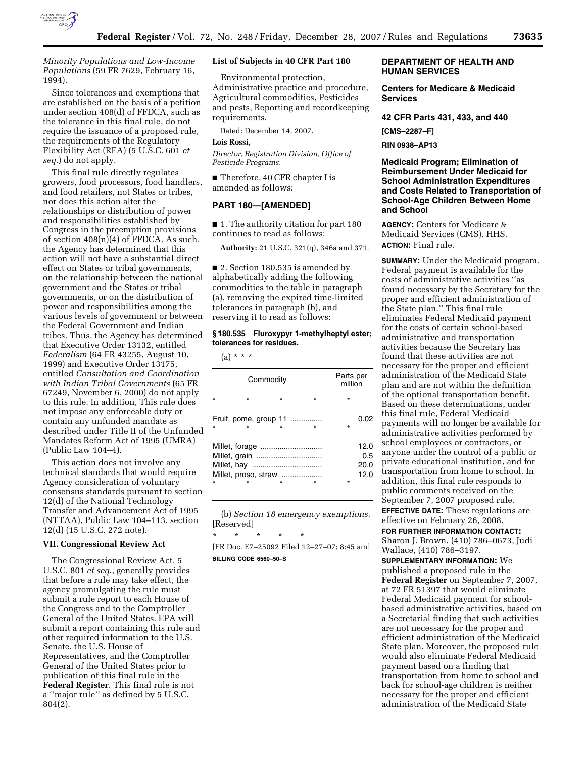*Minority Populations and Low-Income Populations* (59 FR 7629, February 16, 1994).

Since tolerances and exemptions that are established on the basis of a petition under section 408(d) of FFDCA, such as the tolerance in this final rule, do not require the issuance of a proposed rule, the requirements of the Regulatory Flexibility Act (RFA) (5 U.S.C. 601 *et seq.*) do not apply.

This final rule directly regulates growers, food processors, food handlers, and food retailers, not States or tribes, nor does this action alter the relationships or distribution of power and responsibilities established by Congress in the preemption provisions of section 408(n)(4) of FFDCA. As such, the Agency has determined that this action will not have a substantial direct effect on States or tribal governments, on the relationship between the national government and the States or tribal governments, or on the distribution of power and responsibilities among the various levels of government or between the Federal Government and Indian tribes. Thus, the Agency has determined that Executive Order 13132, entitled *Federalism* (64 FR 43255, August 10, 1999) and Executive Order 13175, entitled *Consultation and Coordination with Indian Tribal Governments* (65 FR 67249, November 6, 2000) do not apply to this rule. In addition, This rule does not impose any enforceable duty or contain any unfunded mandate as described under Title II of the Unfunded Mandates Reform Act of 1995 (UMRA) (Public Law 104–4).

This action does not involve any technical standards that would require Agency consideration of voluntary consensus standards pursuant to section 12(d) of the National Technology Transfer and Advancement Act of 1995 (NTTAA), Public Law 104–113, section 12(d) (15 U.S.C. 272 note).

### VII. Congressional Review Act

The Congressional Review Act, 5 U.S.C. 801 *et seq.*, generally provides that before a rule may take effect, the agency promulgating the rule must submit a rule report to each House of the Congress and to the Comptroller General of the United States. EPA will submit a report containing this rule and other required information to the U.S. Senate, the U.S. House of Representatives, and the Comptroller General of the United States prior to publication of this final rule in the **Federal Register**. This final rule is not a "major rule" as defined by 5 U.S.C. 804(2).

### List of Subjects in 40 CFR Part 180

Environmental protection, Administrative practice and procedure, Agricultural commodities, Pesticides and pests, Reporting and recordkeeping requirements.

Dated: December 14, 2007.

**Lois Rossi,**

*Director, Registration Division, Office of Pesticide Programs.*

■ Therefore, 40 CFR chapter I is amended as follows:

## PART 180—[AMENDED]

■ 1. The authority citation for part 180 continues to read as follows:

**Authority:** 21 U.S.C. 321(q), 346a and 371.

■ 2. Section 180.535 is amended by alphabetically adding the following commodities to the table in paragraph (a), removing the expired time-limited tolerances in paragraph (b), and reserving it to read as follows:

#### § 180.535 Fluroxypyr 1-methylheptyl ester; tolerances for residues.

(a) * * *

| Commodity | Parts per million |
| --- | --- |
| * * * * | * |
| Fruit, pome, group 11 | 0.02 |
| * * * * | * |
| Millet, forage | 12.0 |
| Millet, grain | 0.5 |
| Millet, hay | 20.0 |
| Millet, proso, straw | 12.0 |
| * * * * | * |

(b) *Section 18 emergency exemptions.* [Reserved]

\* \* \* \* \*

[FR Doc. E7–25092 Filed 12–27–07; 8:45 am]

**BILLING CODE 6560–50–S**

## DEPARTMENT OF HEALTH AND HUMAN SERVICES

## Centers for Medicare & Medicaid Services

## 42 CFR Parts 431, 433, and 440

**[CMS–2287–F]**

**RIN 0938–AP13**

## Medicaid Program; Elimination of Reimbursement Under Medicaid for School Administration Expenditures and Costs Related to Transportation of School-Age Children Between Home and School

**AGENCY:** Centers for Medicare & Medicaid Services (CMS), HHS.

**ACTION:** Final rule.

**SUMMARY:** Under the Medicaid program, Federal payment is available for the costs of administrative activities "as found necessary by the Secretary for the proper and efficient administration of the State plan." This final rule eliminates Federal Medicaid payment for the costs of certain school-based administrative and transportation activities because the Secretary has found that these activities are not necessary for the proper and efficient administration of the Medicaid State plan and are not within the definition of the optional transportation benefit. Based on these determinations, under this final rule, Federal Medicaid payments will no longer be available for administrative activities performed by school employees or contractors, or anyone under the control of a public or private educational institution, and for transportation from home to school. In addition, this final rule responds to public comments received on the September 7, 2007 proposed rule.

**EFFECTIVE DATE:** These regulations are effective on February 26, 2008.

**FOR FURTHER INFORMATION CONTACT:** Sharon J. Brown, (410) 786–0673, Judi Wallace, (410) 786–3197.

**SUPPLEMENTARY INFORMATION:** We published a proposed rule in the **Federal Register** on September 7, 2007, at 72 FR 51397 that would eliminate Federal Medicaid payment for school-based administrative activities, based on a Secretarial finding that such activities are not necessary for the proper and efficient administration of the Medicaid State plan. Moreover, the proposed rule would also eliminate Federal Medicaid payment based on a finding that transportation from home to school and back for school-age children is neither necessary for the proper and efficient administration of the Medicaid State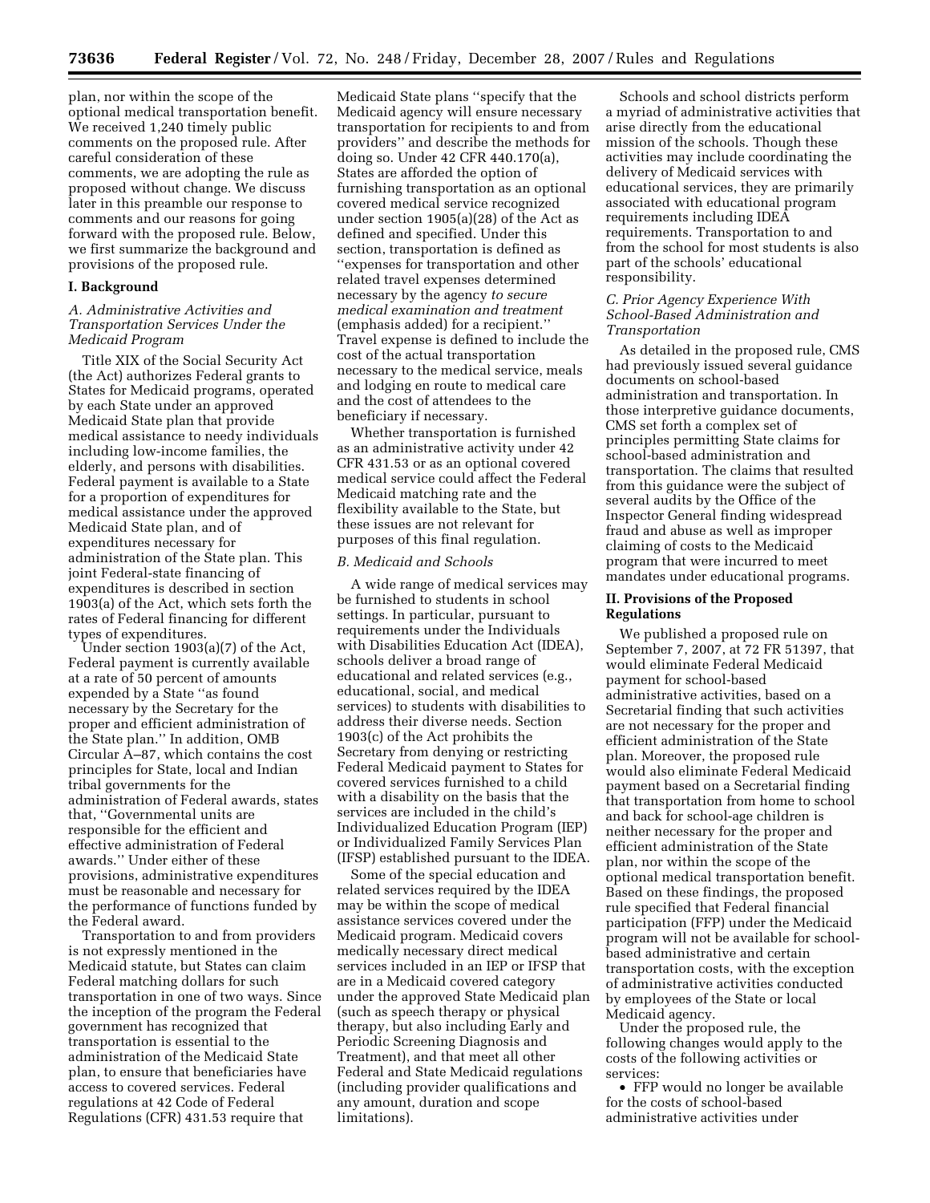plan, nor within the scope of the optional medical transportation benefit. We received 1,240 timely public comments on the proposed rule. After careful consideration of these comments, we are adopting the rule as proposed without change. We discuss later in this preamble our response to comments and our reasons for going forward with the proposed rule. Below, we first summarize the background and provisions of the proposed rule.

## I. Background

### *A. Administrative Activities and Transportation Services Under the Medicaid Program*

Title XIX of the Social Security Act (the Act) authorizes Federal grants to States for Medicaid programs, operated by each State under an approved Medicaid State plan that provide medical assistance to needy individuals including low-income families, the elderly, and persons with disabilities. Federal payment is available to a State for a proportion of expenditures for medical assistance under the approved Medicaid State plan, and of expenditures necessary for administration of the State plan. This joint Federal-state financing of expenditures is described in section 1903(a) of the Act, which sets forth the rates of Federal financing for different types of expenditures.

Under section 1903(a)(7) of the Act, Federal payment is currently available at a rate of 50 percent of amounts expended by a State ''as found necessary by the Secretary for the proper and efficient administration of the State plan.'' In addition, OMB Circular A–87, which contains the cost principles for State, local and Indian tribal governments for the administration of Federal awards, states that, ''Governmental units are responsible for the efficient and effective administration of Federal awards.'' Under either of these provisions, administrative expenditures must be reasonable and necessary for the performance of functions funded by the Federal award.

Transportation to and from providers is not expressly mentioned in the Medicaid statute, but States can claim Federal matching dollars for such transportation in one of two ways. Since the inception of the program the Federal government has recognized that transportation is essential to the administration of the Medicaid State plan, to ensure that beneficiaries have access to covered services. Federal regulations at 42 Code of Federal Regulations (CFR) 431.53 require that Medicaid State plans ''specify that the Medicaid agency will ensure necessary transportation for recipients to and from providers'' and describe the methods for doing so. Under 42 CFR 440.170(a), States are afforded the option of furnishing transportation as an optional covered medical service recognized under section 1905(a)(28) of the Act as defined and specified. Under this section, transportation is defined as ''expenses for transportation and other related travel expenses determined necessary by the agency *to secure medical examination and treatment* (emphasis added) for a recipient.'' Travel expense is defined to include the cost of the actual transportation necessary to the medical service, meals and lodging en route to medical care and the cost of attendees to the beneficiary if necessary.

Whether transportation is furnished as an administrative activity under 42 CFR 431.53 or as an optional covered medical service could affect the Federal Medicaid matching rate and the flexibility available to the State, but these issues are not relevant for purposes of this final regulation.

### *B. Medicaid and Schools*

A wide range of medical services may be furnished to students in school settings. In particular, pursuant to requirements under the Individuals with Disabilities Education Act (IDEA), schools deliver a broad range of educational and related services (e.g., educational, social, and medical services) to students with disabilities to address their diverse needs. Section 1903(c) of the Act prohibits the Secretary from denying or restricting Federal Medicaid payment to States for covered services furnished to a child with a disability on the basis that the services are included in the child's Individualized Education Program (IEP) or Individualized Family Services Plan (IFSP) established pursuant to the IDEA.

Some of the special education and related services required by the IDEA may be within the scope of medical assistance services covered under the Medicaid program. Medicaid covers medically necessary direct medical services included in an IEP or IFSP that are in a Medicaid covered category under the approved State Medicaid plan (such as speech therapy or physical therapy, but also including Early and Periodic Screening Diagnosis and Treatment), and that meet all other Federal and State Medicaid regulations (including provider qualifications and any amount, duration and scope limitations).

Schools and school districts perform a myriad of administrative activities that arise directly from the educational mission of the schools. Though these activities may include coordinating the delivery of Medicaid services with educational services, they are primarily associated with educational program requirements including IDEA requirements. Transportation to and from the school for most students is also part of the schools' educational responsibility.

### *C. Prior Agency Experience With School-Based Administration and Transportation*

As detailed in the proposed rule, CMS had previously issued several guidance documents on school-based administration and transportation. In those interpretive guidance documents, CMS set forth a complex set of principles permitting State claims for school-based administration and transportation. The claims that resulted from this guidance were the subject of several audits by the Office of the Inspector General finding widespread fraud and abuse as well as improper claiming of costs to the Medicaid program that were incurred to meet mandates under educational programs.

## II. Provisions of the Proposed Regulations

We published a proposed rule on September 7, 2007, at 72 FR 51397, that would eliminate Federal Medicaid payment for school-based administrative activities, based on a Secretarial finding that such activities are not necessary for the proper and efficient administration of the State plan. Moreover, the proposed rule would also eliminate Federal Medicaid payment based on a Secretarial finding that transportation from home to school and back for school-age children is neither necessary for the proper and efficient administration of the State plan, nor within the scope of the optional medical transportation benefit. Based on these findings, the proposed rule specified that Federal financial participation (FFP) under the Medicaid program will not be available for school-based administrative and certain transportation costs, with the exception of administrative activities conducted by employees of the State or local Medicaid agency.

Under the proposed rule, the following changes would apply to the costs of the following activities or services:

- FFP would no longer be available for the costs of school-based administrative activities under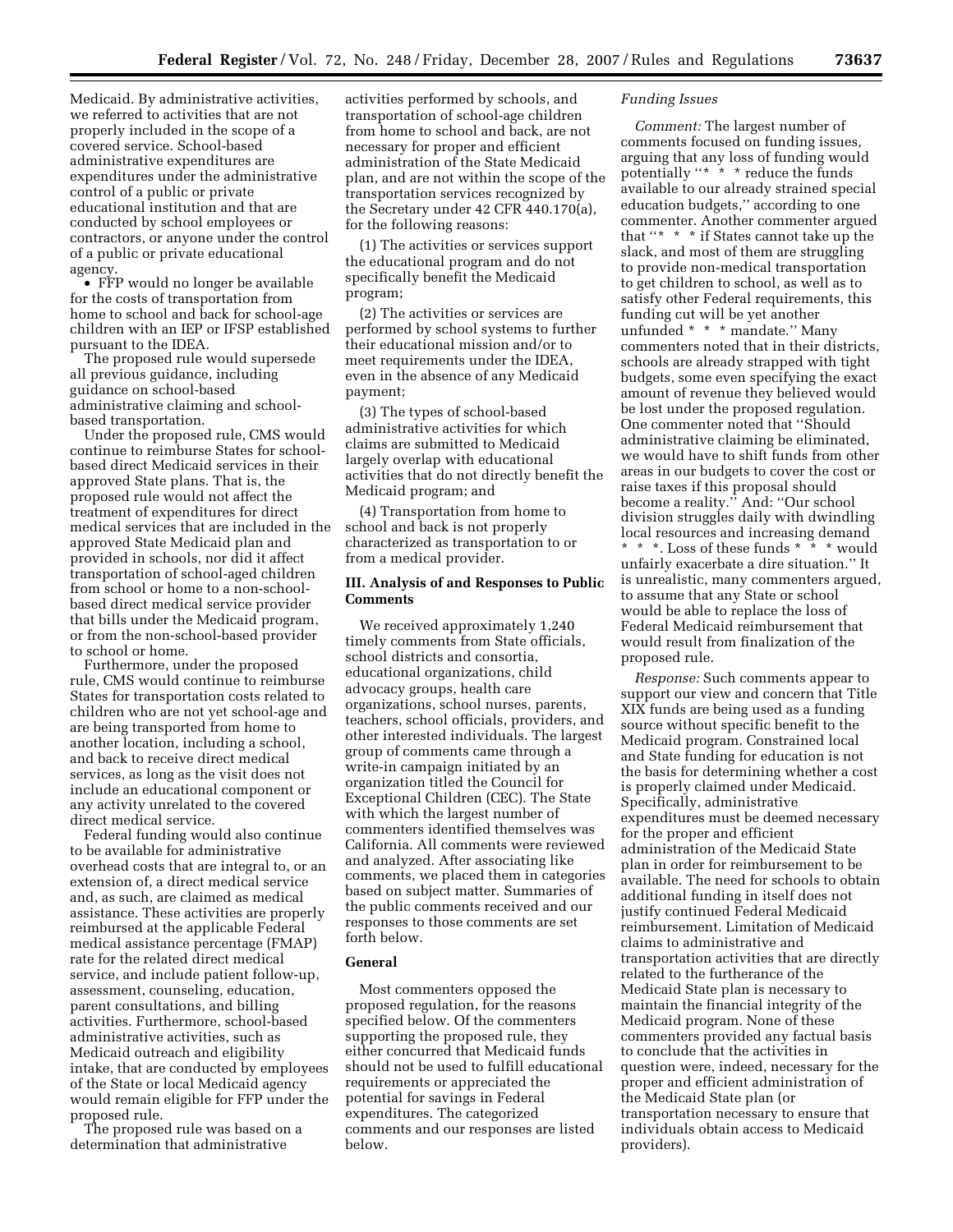Medicaid. By administrative activities, we referred to activities that are not properly included in the scope of a covered service. School-based administrative expenditures are expenditures under the administrative control of a public or private educational institution and that are conducted by school employees or contractors, or anyone under the control of a public or private educational agency.

- FFP would no longer be available for the costs of transportation from home to school and back for school-age children with an IEP or IFSP established pursuant to the IDEA.

The proposed rule would supersede all previous guidance, including guidance on school-based administrative claiming and school-based transportation.

Under the proposed rule, CMS would continue to reimburse States for school-based direct Medicaid services in their approved State plans. That is, the proposed rule would not affect the treatment of expenditures for direct medical services that are included in the approved State Medicaid plan and provided in schools, nor did it affect transportation of school-aged children from school or home to a non-school-based direct medical service provider that bills under the Medicaid program, or from the non-school-based provider to school or home.

Furthermore, under the proposed rule, CMS would continue to reimburse States for transportation costs related to children who are not yet school-age and are being transported from home to another location, including a school, and back to receive direct medical services, as long as the visit does not include an educational component or any activity unrelated to the covered direct medical service.

Federal funding would also continue to be available for administrative overhead costs that are integral to, or an extension of, a direct medical service and, as such, are claimed as medical assistance. These activities are properly reimbursed at the applicable Federal medical assistance percentage (FMAP) rate for the related direct medical service, and include patient follow-up, assessment, counseling, education, parent consultations, and billing activities. Furthermore, school-based administrative activities, such as Medicaid outreach and eligibility intake, that are conducted by employees of the State or local Medicaid agency would remain eligible for FFP under the proposed rule.

The proposed rule was based on a determination that administrative activities performed by schools, and transportation of school-age children from home to school and back, are not necessary for proper and efficient administration of the State Medicaid plan, and are not within the scope of the transportation services recognized by the Secretary under 42 CFR 440.170(a), for the following reasons:

(1) The activities or services support the educational program and do not specifically benefit the Medicaid program;

(2) The activities or services are performed by school systems to further their educational mission and/or to meet requirements under the IDEA, even in the absence of any Medicaid payment;

(3) The types of school-based administrative activities for which claims are submitted to Medicaid largely overlap with educational activities that do not directly benefit the Medicaid program; and

(4) Transportation from home to school and back is not properly characterized as transportation to or from a medical provider.

## III. Analysis of and Responses to Public Comments

We received approximately 1,240 timely comments from State officials, school districts and consortia, educational organizations, child advocacy groups, health care organizations, school nurses, parents, teachers, school officials, providers, and other interested individuals. The largest group of comments came through a write-in campaign initiated by an organization titled the Council for Exceptional Children (CEC). The State with which the largest number of commenters identified themselves was California. All comments were reviewed and analyzed. After associating like comments, we placed them in categories based on subject matter. Summaries of the public comments received and our responses to those comments are set forth below.

### General

Most commenters opposed the proposed regulation, for the reasons specified below. Of the commenters supporting the proposed rule, they either concurred that Medicaid funds should not be used to fulfill educational requirements or appreciated the potential for savings in Federal expenditures. The categorized comments and our responses are listed below.

#### *Funding Issues*

*Comment:* The largest number of comments focused on funding issues, arguing that any loss of funding would potentially ''* * * reduce the funds available to our already strained special education budgets,'' according to one commenter. Another commenter argued that ''* * * if States cannot take up the slack, and most of them are struggling to provide non-medical transportation to get children to school, as well as to satisfy other Federal requirements, this funding cut will be yet another unfunded * * * mandate.'' Many commenters noted that in their districts, schools are already strapped with tight budgets, some even specifying the exact amount of revenue they believed would be lost under the proposed regulation. One commenter noted that ''Should administrative claiming be eliminated, we would have to shift funds from other areas in our budgets to cover the cost or raise taxes if this proposal should become a reality.'' And: ''Our school division struggles daily with dwindling local resources and increasing demand * * *. Loss of these funds * * * would unfairly exacerbate a dire situation.'' It is unrealistic, many commenters argued, to assume that any State or school would be able to replace the loss of Federal Medicaid reimbursement that would result from finalization of the proposed rule.

*Response:* Such comments appear to support our view and concern that Title XIX funds are being used as a funding source without specific benefit to the Medicaid program. Constrained local and State funding for education is not the basis for determining whether a cost is properly claimed under Medicaid. Specifically, administrative expenditures must be deemed necessary for the proper and efficient administration of the Medicaid State plan in order for reimbursement to be available. The need for schools to obtain additional funding in itself does not justify continued Federal Medicaid reimbursement. Limitation of Medicaid claims to administrative and transportation activities that are directly related to the furtherance of the Medicaid State plan is necessary to maintain the financial integrity of the Medicaid program. None of these commenters provided any factual basis to conclude that the activities in question were, indeed, necessary for the proper and efficient administration of the Medicaid State plan (or transportation necessary to ensure that individuals obtain access to Medicaid providers).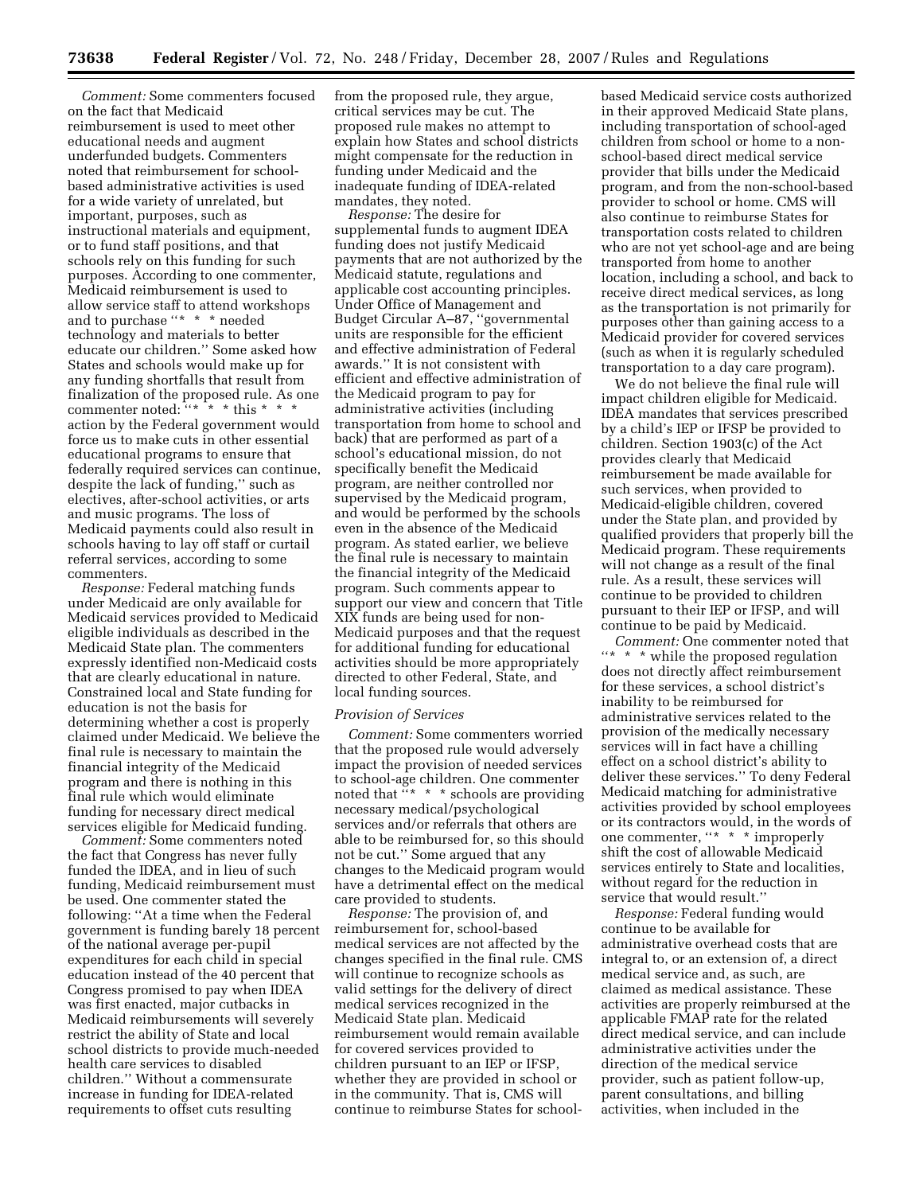*Comment:* Some commenters focused on the fact that Medicaid reimbursement is used to meet other educational needs and augment underfunded budgets. Commenters noted that reimbursement for school-based administrative activities is used for a wide variety of unrelated, but important, purposes, such as instructional materials and equipment, or to fund staff positions, and that schools rely on this funding for such purposes. According to one commenter, Medicaid reimbursement is used to allow service staff to attend workshops and to purchase "* * * needed technology and materials to better educate our children." Some asked how States and schools would make up for any funding shortfalls that result from finalization of the proposed rule. As one commenter noted: "* * * this * * * action by the Federal government would force us to make cuts in other essential educational programs to ensure that federally required services can continue, despite the lack of funding," such as electives, after-school activities, or arts and music programs. The loss of Medicaid payments could also result in schools having to lay off staff or curtail referral services, according to some commenters.

*Response:* Federal matching funds under Medicaid are only available for Medicaid services provided to Medicaid eligible individuals as described in the Medicaid State plan. The commenters expressly identified non-Medicaid costs that are clearly educational in nature. Constrained local and State funding for education is not the basis for determining whether a cost is properly claimed under Medicaid. We believe the final rule is necessary to maintain the financial integrity of the Medicaid program and there is nothing in this final rule which would eliminate funding for necessary direct medical services eligible for Medicaid funding.

*Comment:* Some commenters noted the fact that Congress has never fully funded the IDEA, and in lieu of such funding, Medicaid reimbursement must be used. One commenter stated the following: "At a time when the Federal government is funding barely 18 percent of the national average per-pupil expenditures for each child in special education instead of the 40 percent that Congress promised to pay when IDEA was first enacted, major cutbacks in Medicaid reimbursements will severely restrict the ability of State and local school districts to provide much-needed health care services to disabled children." Without a commensurate increase in funding for IDEA-related requirements to offset cuts resulting from the proposed rule, they argue, critical services may be cut. The proposed rule makes no attempt to explain how States and school districts might compensate for the reduction in funding under Medicaid and the inadequate funding of IDEA-related mandates, they noted.

*Response:* The desire for supplemental funds to augment IDEA funding does not justify Medicaid payments that are not authorized by the Medicaid statute, regulations and applicable cost accounting principles. Under Office of Management and Budget Circular A–87, "governmental units are responsible for the efficient and effective administration of Federal awards." It is not consistent with efficient and effective administration of the Medicaid program to pay for administrative activities (including transportation from home to school and back) that are performed as part of a school's educational mission, do not specifically benefit the Medicaid program, are neither controlled nor supervised by the Medicaid program, and would be performed by the schools even in the absence of the Medicaid program. As stated earlier, we believe the final rule is necessary to maintain the financial integrity of the Medicaid program. Such comments appear to support our view and concern that Title XIX funds are being used for non-Medicaid purposes and that the request for additional funding for educational activities should be more appropriately directed to other Federal, State, and local funding sources.

### *Provision of Services*

*Comment:* Some commenters worried that the proposed rule would adversely impact the provision of needed services to school-age children. One commenter noted that "* * * schools are providing necessary medical/psychological services and/or referrals that others are able to be reimbursed for, so this should not be cut." Some argued that any changes to the Medicaid program would have a detrimental effect on the medical care provided to students.

*Response:* The provision of, and reimbursement for, school-based medical services are not affected by the changes specified in the final rule. CMS will continue to recognize schools as valid settings for the delivery of direct medical services recognized in the Medicaid State plan. Medicaid reimbursement would remain available for covered services provided to children pursuant to an IEP or IFSP, whether they are provided in school or in the community. That is, CMS will continue to reimburse States for school-based Medicaid service costs authorized in their approved Medicaid State plans, including transportation of school-aged children from school or home to a non-school-based direct medical service provider that bills under the Medicaid program, and from the non-school-based provider to school or home. CMS will also continue to reimburse States for transportation costs related to children who are not yet school-age and are being transported from home to another location, including a school, and back to receive direct medical services, as long as the transportation is not primarily for purposes other than gaining access to a Medicaid provider for covered services (such as when it is regularly scheduled transportation to a day care program).

We do not believe the final rule will impact children eligible for Medicaid. IDEA mandates that services prescribed by a child's IEP or IFSP be provided to children. Section 1903(c) of the Act provides clearly that Medicaid reimbursement be made available for such services, when provided to Medicaid-eligible children, covered under the State plan, and provided by qualified providers that properly bill the Medicaid program. These requirements will not change as a result of the final rule. As a result, these services will continue to be provided to children pursuant to their IEP or IFSP, and will continue to be paid by Medicaid.

*Comment:* One commenter noted that "* * * while the proposed regulation does not directly affect reimbursement for these services, a school district's inability to be reimbursed for administrative services related to the provision of the medically necessary services will in fact have a chilling effect on a school district's ability to deliver these services." To deny Federal Medicaid matching for administrative activities provided by school employees or its contractors would, in the words of one commenter, "* * * improperly shift the cost of allowable Medicaid services entirely to State and localities, without regard for the reduction in service that would result."

*Response:* Federal funding would continue to be available for administrative overhead costs that are integral to, or an extension of, a direct medical service and, as such, are claimed as medical assistance. These activities are properly reimbursed at the applicable FMAP rate for the related direct medical service, and can include administrative activities under the direction of the medical service provider, such as patient follow-up, parent consultations, and billing activities, when included in the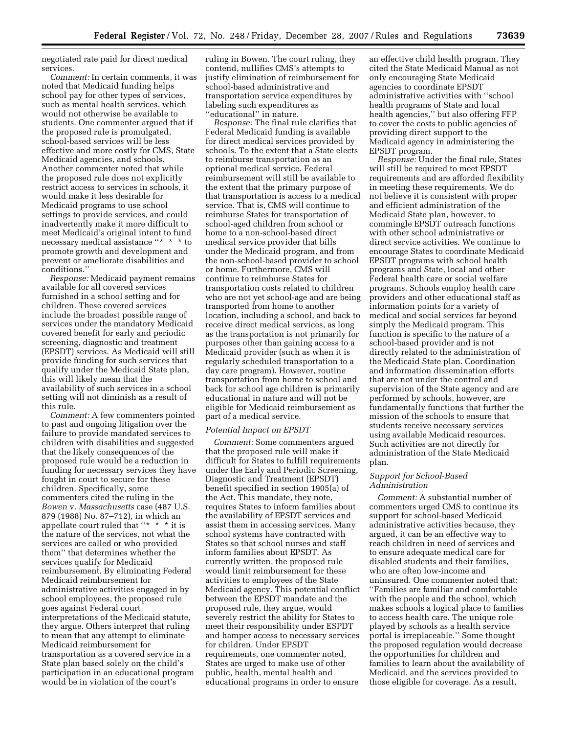negotiated rate paid for direct medical services.

*Comment:* In certain comments, it was noted that Medicaid funding helps school pay for other types of services, such as mental health services, which would not otherwise be available to students. One commenter argued that if the proposed rule is promulgated, school-based services will be less effective and more costly for CMS, State Medicaid agencies, and schools. Another commenter noted that while the proposed rule does not explicitly restrict access to services in schools, it would make it less desirable for Medicaid programs to use school settings to provide services, and could inadvertently make it more difficult to meet Medicaid's original intent to fund necessary medical assistance "* * * to promote growth and development and prevent or ameliorate disabilities and conditions."

*Response:* Medicaid payment remains available for all covered services furnished in a school setting and for children. These covered services include the broadest possible range of services under the mandatory Medicaid covered benefit for early and periodic screening, diagnostic and treatment (EPSDT) services. As Medicaid will still provide funding for such services that qualify under the Medicaid State plan, this will likely mean that the availability of such services in a school setting will not diminish as a result of this rule.

*Comment:* A few commenters pointed to past and ongoing litigation over the failure to provide mandated services to children with disabilities and suggested that the likely consequences of the proposed rule would be a reduction in funding for necessary services they have fought in court to secure for these children. Specifically, some commenters cited the ruling in the *Bowen* v. *Massachusetts* case (487 U.S. 879 (1988) No. 87–712), in which an appellate court ruled that "* * * it is the nature of the services, not what the services are called or who provided them" that determines whether the services qualify for Medicaid reimbursement. By eliminating Federal Medicaid reimbursement for administrative activities engaged in by school employees, the proposed rule goes against Federal court interpretations of the Medicaid statute, they argue. Others interpret that ruling to mean that any attempt to eliminate Medicaid reimbursement for transportation as a covered service in a State plan based solely on the child's participation in an educational program would be in violation of the court's ruling in Bowen. The court ruling, they contend, nullifies CMS's attempts to justify elimination of reimbursement for school-based administrative and transportation service expenditures by labeling such expenditures as "educational" in nature.

*Response:* The final rule clarifies that Federal Medicaid funding is available for direct medical services provided by schools. To the extent that a State elects to reimburse transportation as an optional medical service, Federal reimbursement will still be available to the extent that the primary purpose of that transportation is access to a medical service. That is, CMS will continue to reimburse States for transportation of school-aged children from school or home to a non-school-based direct medical service provider that bills under the Medicaid program, and from the non-school-based provider to school or home. Furthermore, CMS will continue to reimburse States for transportation costs related to children who are not yet school-age and are being transported from home to another location, including a school, and back to receive direct medical services, as long as the transportation is not primarily for purposes other than gaining access to a Medicaid provider (such as when it is regularly scheduled transportation to a day care program). However, routine transportation from home to school and back for school age children is primarily educational in nature and will not be eligible for Medicaid reimbursement as part of a medical service.

### *Potential Impact on EPSDT*

*Comment:* Some commenters argued that the proposed rule will make it difficult for States to fulfill requirements under the Early and Periodic Screening, Diagnostic and Treatment (EPSDT) benefit specified in section 1905(a) of the Act. This mandate, they note, requires States to inform families about the availability of EPSDT services and assist them in accessing services. Many school systems have contracted with States so that school nurses and staff inform families about EPSDT. As currently written, the proposed rule would limit reimbursement for these activities to employees of the State Medicaid agency. This potential conflict between the EPSDT mandate and the proposed rule, they argue, would severely restrict the ability for States to meet their responsibility under ESPDT and hamper access to necessary services for children. Under EPSDT requirements, one commenter noted, States are urged to make use of other public, health, mental health and educational programs in order to ensure an effective child health program. They cited the State Medicaid Manual as not only encouraging State Medicaid agencies to coordinate EPSDT administrative activities with "school health programs of State and local health agencies," but also offering FFP to cover the costs to public agencies of providing direct support to the Medicaid agency in administering the EPSDT program.

*Response:* Under the final rule, States will still be required to meet EPSDT requirements and are afforded flexibility in meeting these requirements. We do not believe it is consistent with proper and efficient administration of the Medicaid State plan, however, to commingle EPSDT outreach functions with other school administrative or direct service activities. We continue to encourage States to coordinate Medicaid EPSDT programs with school health programs and State, local and other Federal health care or social welfare programs. Schools employ health care providers and other educational staff as information points for a variety of medical and social services far beyond simply the Medicaid program. This function is specific to the nature of a school-based provider and is not directly related to the administration of the Medicaid State plan. Coordination and information dissemination efforts that are not under the control and supervision of the State agency and are performed by schools, however, are fundamentally functions that further the mission of the schools to ensure that students receive necessary services using available Medicaid resources. Such activities are not directly for administration of the State Medicaid plan.

### *Support for School-Based Administration*

*Comment:* A substantial number of commenters urged CMS to continue its support for school-based Medicaid administrative activities because, they argued, it can be an effective way to reach children in need of services and to ensure adequate medical care for disabled students and their families, who are often low-income and uninsured. One commenter noted that: "Families are familiar and comfortable with the people and the school, which makes schools a logical place to families to access health care. The unique role played by schools as a health service portal is irreplaceable." Some thought the proposed regulation would decrease the opportunities for children and families to learn about the availability of Medicaid, and the services provided to those eligible for coverage. As a result,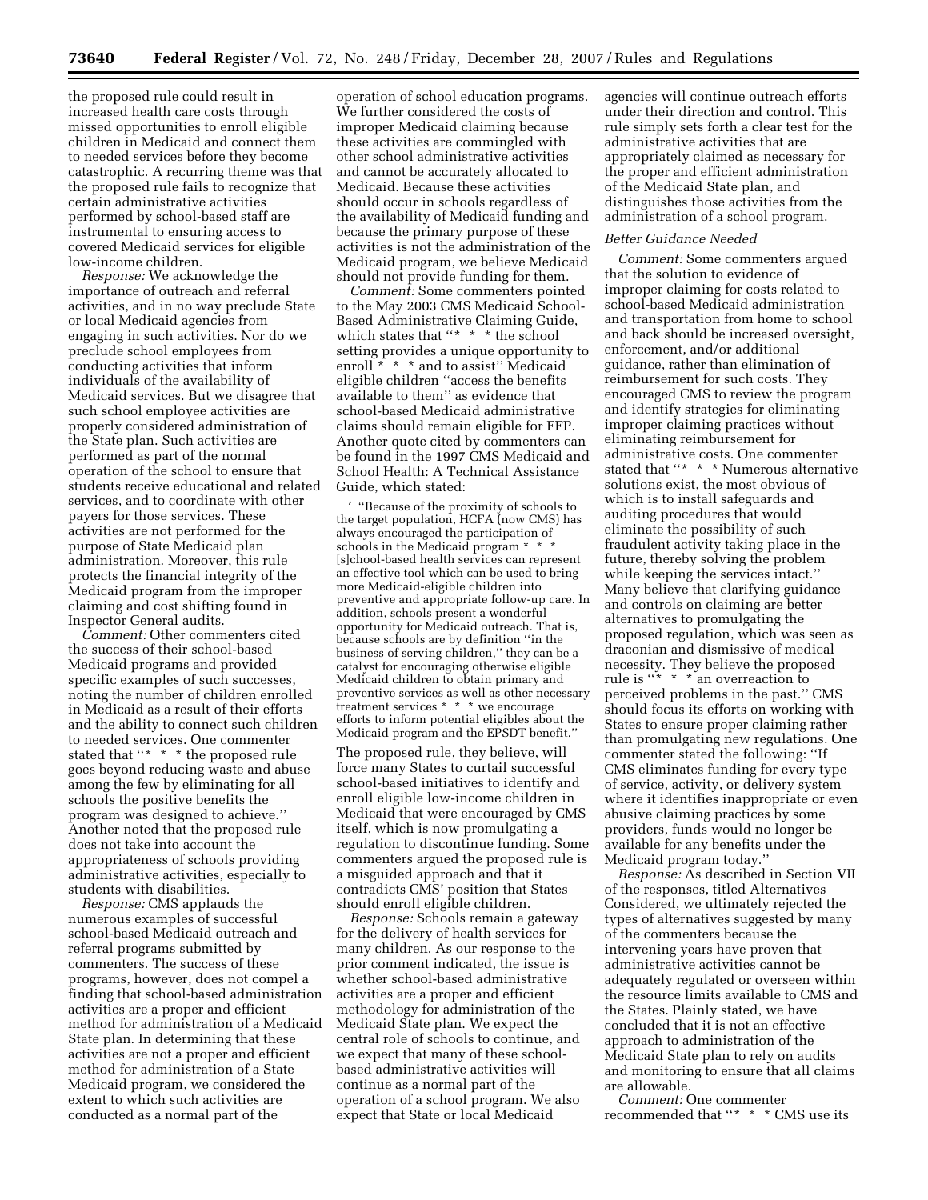the proposed rule could result in increased health care costs through missed opportunities to enroll eligible children in Medicaid and connect them to needed services before they become catastrophic. A recurring theme was that the proposed rule fails to recognize that certain administrative activities performed by school-based staff are instrumental to ensuring access to covered Medicaid services for eligible low-income children.

*Response:* We acknowledge the importance of outreach and referral activities, and in no way preclude State or local Medicaid agencies from engaging in such activities. Nor do we preclude school employees from conducting activities that inform individuals of the availability of Medicaid services. But we disagree that such school employee activities are properly considered administration of the State plan. Such activities are performed as part of the normal operation of the school to ensure that students receive educational and related services, and to coordinate with other payers for those services. These activities are not performed for the purpose of State Medicaid plan administration. Moreover, this rule protects the financial integrity of the Medicaid program from the improper claiming and cost shifting found in Inspector General audits.

*Comment:* Other commenters cited the success of their school-based Medicaid programs and provided specific examples of such successes, noting the number of children enrolled in Medicaid as a result of their efforts and the ability to connect such children to needed services. One commenter stated that ''* * * the proposed rule goes beyond reducing waste and abuse among the few by eliminating for all schools the positive benefits the program was designed to achieve.'' Another noted that the proposed rule does not take into account the appropriateness of schools providing administrative activities, especially to students with disabilities.

*Response:* CMS applauds the numerous examples of successful school-based Medicaid outreach and referral programs submitted by commenters. The success of these programs, however, does not compel a finding that school-based administration activities are a proper and efficient method for administration of a Medicaid State plan. In determining that these activities are not a proper and efficient method for administration of a State Medicaid program, we considered the extent to which such activities are conducted as a normal part of the operation of school education programs. We further considered the costs of improper Medicaid claiming because these activities are commingled with other school administrative activities and cannot be accurately allocated to Medicaid. Because these activities should occur in schools regardless of the availability of Medicaid funding and because the primary purpose of these activities is not the administration of the Medicaid program, we believe Medicaid should not provide funding for them.

*Comment:* Some commenters pointed to the May 2003 CMS Medicaid School-Based Administrative Claiming Guide, which states that ''* * * the school setting provides a unique opportunity to enroll * * * and to assist'' Medicaid eligible children ''access the benefits available to them'' as evidence that school-based Medicaid administrative claims should remain eligible for FFP. Another quote cited by commenters can be found in the 1997 CMS Medicaid and School Health: A Technical Assistance Guide, which stated:

> ''Because of the proximity of schools to the target population, HCFA (now CMS) has always encouraged the participation of schools in the Medicaid program * * * [s]chool-based health services can represent an effective tool which can be used to bring more Medicaid-eligible children into preventive and appropriate follow-up care. In addition, schools present a wonderful opportunity for Medicaid outreach. That is, because schools are by definition ''in the business of serving children,'' they can be a catalyst for encouraging otherwise eligible Medicaid children to obtain primary and preventive services as well as other necessary treatment services * * * we encourage efforts to inform potential eligibles about the Medicaid program and the EPSDT benefit.''

The proposed rule, they believe, will force many States to curtail successful school-based initiatives to identify and enroll eligible low-income children in Medicaid that were encouraged by CMS itself, which is now promulgating a regulation to discontinue funding. Some commenters argued the proposed rule is a misguided approach and that it contradicts CMS' position that States should enroll eligible children.

*Response:* Schools remain a gateway for the delivery of health services for many children. As our response to the prior comment indicated, the issue is whether school-based administrative activities are a proper and efficient methodology for administration of the Medicaid State plan. We expect the central role of schools to continue, and we expect that many of these school-based administrative activities will continue as a normal part of the operation of a school program. We also expect that State or local Medicaid agencies will continue outreach efforts under their direction and control. This rule simply sets forth a clear test for the administrative activities that are appropriately claimed as necessary for the proper and efficient administration of the Medicaid State plan, and distinguishes those activities from the administration of a school program.

### *Better Guidance Needed*

*Comment:* Some commenters argued that the solution to evidence of improper claiming for costs related to school-based Medicaid administration and transportation from home to school and back should be increased oversight, enforcement, and/or additional guidance, rather than elimination of reimbursement for such costs. They encouraged CMS to review the program and identify strategies for eliminating improper claiming practices without eliminating reimbursement for administrative costs. One commenter stated that ''* * * Numerous alternative solutions exist, the most obvious of which is to install safeguards and auditing procedures that would eliminate the possibility of such fraudulent activity taking place in the future, thereby solving the problem while keeping the services intact.'' Many believe that clarifying guidance and controls on claiming are better alternatives to promulgating the proposed regulation, which was seen as draconian and dismissive of medical necessity. They believe the proposed rule is ''* * * an overreaction to perceived problems in the past.'' CMS should focus its efforts on working with States to ensure proper claiming rather than promulgating new regulations. One commenter stated the following: ''If CMS eliminates funding for every type of service, activity, or delivery system where it identifies inappropriate or even abusive claiming practices by some providers, funds would no longer be available for any benefits under the Medicaid program today.''

*Response:* As described in Section VII of the responses, titled Alternatives Considered, we ultimately rejected the types of alternatives suggested by many of the commenters because the intervening years have proven that administrative activities cannot be adequately regulated or overseen within the resource limits available to CMS and the States. Plainly stated, we have concluded that it is not an effective approach to administration of the Medicaid State plan to rely on audits and monitoring to ensure that all claims are allowable.

*Comment:* One commenter recommended that ''* * * CMS use its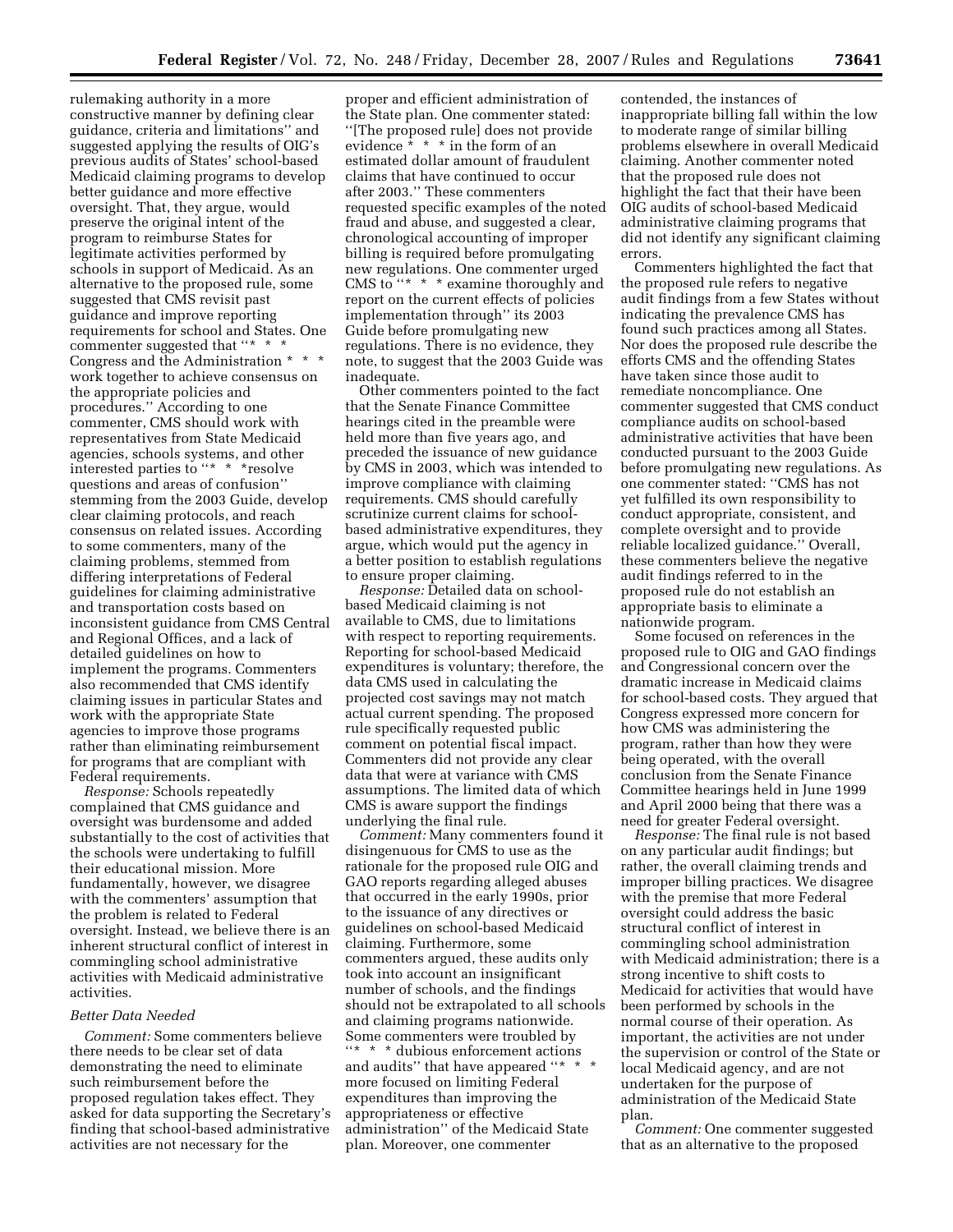rulemaking authority in a more constructive manner by defining clear guidance, criteria and limitations'' and suggested applying the results of OIG's previous audits of States' school-based Medicaid claiming programs to develop better guidance and more effective oversight. That, they argue, would preserve the original intent of the program to reimburse States for legitimate activities performed by schools in support of Medicaid. As an alternative to the proposed rule, some suggested that CMS revisit past guidance and improve reporting requirements for school and States. One commenter suggested that ''* * * Congress and the Administration * * * work together to achieve consensus on the appropriate policies and procedures.'' According to one commenter, CMS should work with representatives from State Medicaid agencies, schools systems, and other interested parties to ''* * *resolve questions and areas of confusion'' stemming from the 2003 Guide, develop clear claiming protocols, and reach consensus on related issues. According to some commenters, many of the claiming problems, stemmed from differing interpretations of Federal guidelines for claiming administrative and transportation costs based on inconsistent guidance from CMS Central and Regional Offices, and a lack of detailed guidelines on how to implement the programs. Commenters also recommended that CMS identify claiming issues in particular States and work with the appropriate State agencies to improve those programs rather than eliminating reimbursement for programs that are compliant with Federal requirements.

*Response:* Schools repeatedly complained that CMS guidance and oversight was burdensome and added substantially to the cost of activities that the schools were undertaking to fulfill their educational mission. More fundamentally, however, we disagree with the commenters' assumption that the problem is related to Federal oversight. Instead, we believe there is an inherent structural conflict of interest in commingling school administrative activities with Medicaid administrative activities.

*Better Data Needed*

*Comment:* Some commenters believe there needs to be clear set of data demonstrating the need to eliminate such reimbursement before the proposed regulation takes effect. They asked for data supporting the Secretary's finding that school-based administrative activities are not necessary for the proper and efficient administration of the State plan. One commenter stated: ''[The proposed rule] does not provide evidence * * * in the form of an estimated dollar amount of fraudulent claims that have continued to occur after 2003.'' These commenters requested specific examples of the noted fraud and abuse, and suggested a clear, chronological accounting of improper billing is required before promulgating new regulations. One commenter urged CMS to ''* * * examine thoroughly and report on the current effects of policies implementation through'' its 2003 Guide before promulgating new regulations. There is no evidence, they note, to suggest that the 2003 Guide was inadequate.

Other commenters pointed to the fact that the Senate Finance Committee hearings cited in the preamble were held more than five years ago, and preceded the issuance of new guidance by CMS in 2003, which was intended to improve compliance with claiming requirements. CMS should carefully scrutinize current claims for school-based administrative expenditures, they argue, which would put the agency in a better position to establish regulations to ensure proper claiming.

*Response:* Detailed data on school-based Medicaid claiming is not available to CMS, due to limitations with respect to reporting requirements. Reporting for school-based Medicaid expenditures is voluntary; therefore, the data CMS used in calculating the projected cost savings may not match actual current spending. The proposed rule specifically requested public comment on potential fiscal impact. Commenters did not provide any clear data that were at variance with CMS assumptions. The limited data of which CMS is aware support the findings underlying the final rule.

*Comment:* Many commenters found it disingenuous for CMS to use as the rationale for the proposed rule OIG and GAO reports regarding alleged abuses that occurred in the early 1990s, prior to the issuance of any directives or guidelines on school-based Medicaid claiming. Furthermore, some commenters argued, these audits only took into account an insignificant number of schools, and the findings should not be extrapolated to all schools and claiming programs nationwide. Some commenters were troubled by ''* * * dubious enforcement actions and audits'' that have appeared ''* * * more focused on limiting Federal expenditures than improving the appropriateness or effective administration'' of the Medicaid State plan. Moreover, one commenter contended, the instances of inappropriate billing fall within the low to moderate range of similar billing problems elsewhere in overall Medicaid claiming. Another commenter noted that the proposed rule does not highlight the fact that their have been OIG audits of school-based Medicaid administrative claiming programs that did not identify any significant claiming errors.

Commenters highlighted the fact that the proposed rule refers to negative audit findings from a few States without indicating the prevalence CMS has found such practices among all States. Nor does the proposed rule describe the efforts CMS and the offending States have taken since those audit to remediate noncompliance. One commenter suggested that CMS conduct compliance audits on school-based administrative activities that have been conducted pursuant to the 2003 Guide before promulgating new regulations. As one commenter stated: ''CMS has not yet fulfilled its own responsibility to conduct appropriate, consistent, and complete oversight and to provide reliable localized guidance.'' Overall, these commenters believe the negative audit findings referred to in the proposed rule do not establish an appropriate basis to eliminate a nationwide program.

Some focused on references in the proposed rule to OIG and GAO findings and Congressional concern over the dramatic increase in Medicaid claims for school-based costs. They argued that Congress expressed more concern for how CMS was administering the program, rather than how they were being operated, with the overall conclusion from the Senate Finance Committee hearings held in June 1999 and April 2000 being that there was a need for greater Federal oversight.

*Response:* The final rule is not based on any particular audit findings; but rather, the overall claiming trends and improper billing practices. We disagree with the premise that more Federal oversight could address the basic structural conflict of interest in commingling school administration with Medicaid administration; there is a strong incentive to shift costs to Medicaid for activities that would have been performed by schools in the normal course of their operation. As important, the activities are not under the supervision or control of the State or local Medicaid agency, and are not undertaken for the purpose of administration of the Medicaid State plan.

*Comment:* One commenter suggested that as an alternative to the proposed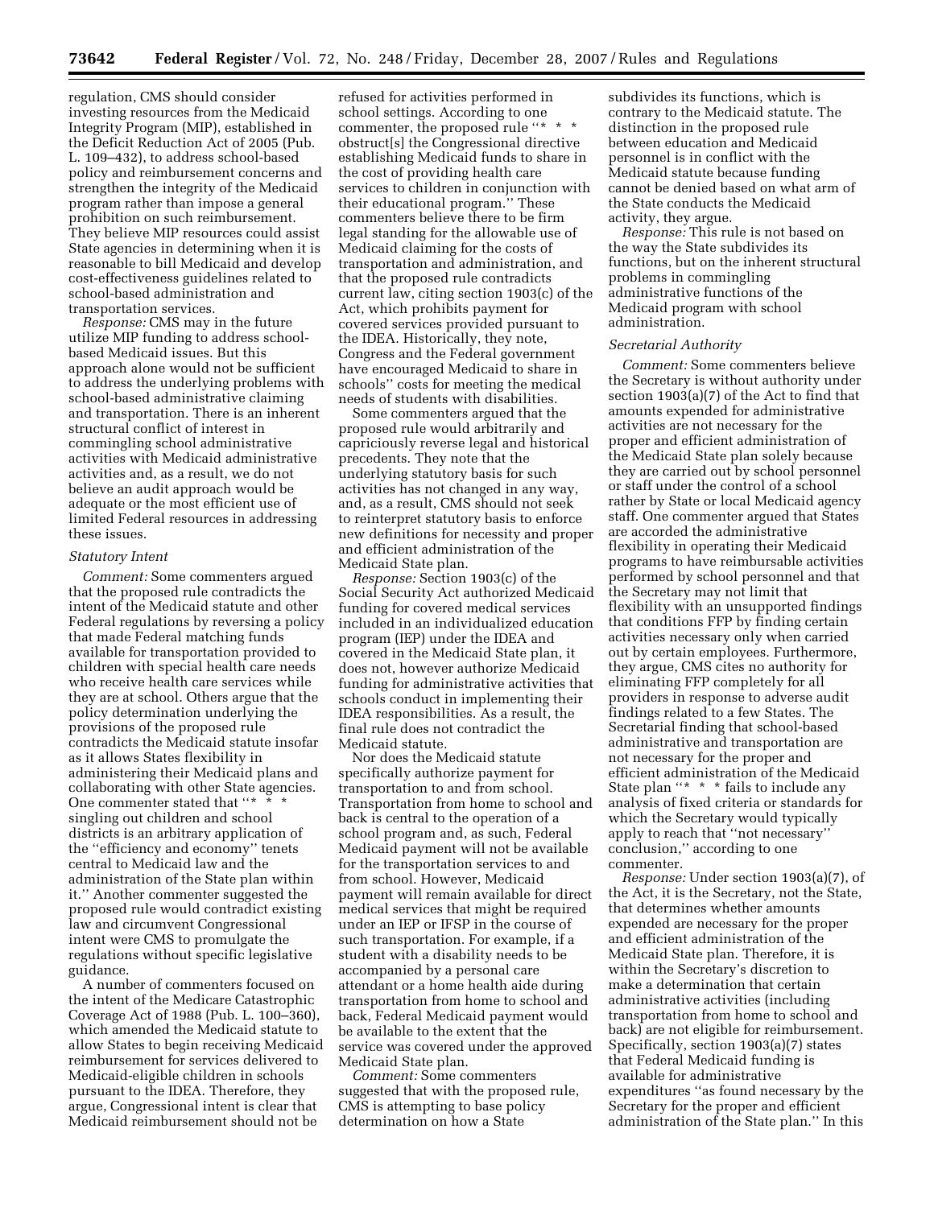regulation, CMS should consider investing resources from the Medicaid Integrity Program (MIP), established in the Deficit Reduction Act of 2005 (Pub. L. 109–432), to address school-based policy and reimbursement concerns and strengthen the integrity of the Medicaid program rather than impose a general prohibition on such reimbursement. They believe MIP resources could assist State agencies in determining when it is reasonable to bill Medicaid and develop cost-effectiveness guidelines related to school-based administration and transportation services.

*Response:* CMS may in the future utilize MIP funding to address school-based Medicaid issues. But this approach alone would not be sufficient to address the underlying problems with school-based administrative claiming and transportation. There is an inherent structural conflict of interest in commingling school administrative activities with Medicaid administrative activities and, as a result, we do not believe an audit approach would be adequate or the most efficient use of limited Federal resources in addressing these issues.

*Statutory Intent*

*Comment:* Some commenters argued that the proposed rule contradicts the intent of the Medicaid statute and other Federal regulations by reversing a policy that made Federal matching funds available for transportation provided to children with special health care needs who receive health care services while they are at school. Others argue that the policy determination underlying the provisions of the proposed rule contradicts the Medicaid statute insofar as it allows States flexibility in administering their Medicaid plans and collaborating with other State agencies. One commenter stated that ''* * * singling out children and school districts is an arbitrary application of the ''efficiency and economy'' tenets central to Medicaid law and the administration of the State plan within it.'' Another commenter suggested the proposed rule would contradict existing law and circumvent Congressional intent were CMS to promulgate the regulations without specific legislative guidance.

A number of commenters focused on the intent of the Medicare Catastrophic Coverage Act of 1988 (Pub. L. 100–360), which amended the Medicaid statute to allow States to begin receiving Medicaid reimbursement for services delivered to Medicaid-eligible children in schools pursuant to the IDEA. Therefore, they argue, Congressional intent is clear that Medicaid reimbursement should not be refused for activities performed in school settings. According to one commenter, the proposed rule ''* * * obstruct[s] the Congressional directive establishing Medicaid funds to share in the cost of providing health care services to children in conjunction with their educational program.'' These commenters believe there to be firm legal standing for the allowable use of Medicaid claiming for the costs of transportation and administration, and that the proposed rule contradicts current law, citing section 1903(c) of the Act, which prohibits payment for covered services provided pursuant to the IDEA. Historically, they note, Congress and the Federal government have encouraged Medicaid to share in schools'' costs for meeting the medical needs of students with disabilities.

Some commenters argued that the proposed rule would arbitrarily and capriciously reverse legal and historical precedents. They note that the underlying statutory basis for such activities has not changed in any way, and, as a result, CMS should not seek to reinterpret statutory basis to enforce new definitions for necessity and proper and efficient administration of the Medicaid State plan.

*Response:* Section 1903(c) of the Social Security Act authorized Medicaid funding for covered medical services included in an individualized education program (IEP) under the IDEA and covered in the Medicaid State plan, it does not, however authorize Medicaid funding for administrative activities that schools conduct in implementing their IDEA responsibilities. As a result, the final rule does not contradict the Medicaid statute.

Nor does the Medicaid statute specifically authorize payment for transportation to and from school. Transportation from home to school and back is central to the operation of a school program and, as such, Federal Medicaid payment will not be available for the transportation services to and from school. However, Medicaid payment will remain available for direct medical services that might be required under an IEP or IFSP in the course of such transportation. For example, if a student with a disability needs to be accompanied by a personal care attendant or a home health aide during transportation from home to school and back, Federal Medicaid payment would be available to the extent that the service was covered under the approved Medicaid State plan.

*Comment:* Some commenters suggested that with the proposed rule, CMS is attempting to base policy determination on how a State subdivides its functions, which is contrary to the Medicaid statute. The distinction in the proposed rule between education and Medicaid personnel is in conflict with the Medicaid statute because funding cannot be denied based on what arm of the State conducts the Medicaid activity, they argue.

*Response:* This rule is not based on the way the State subdivides its functions, but on the inherent structural problems in commingling administrative functions of the Medicaid program with school administration.

*Secretarial Authority*

*Comment:* Some commenters believe the Secretary is without authority under section 1903(a)(7) of the Act to find that amounts expended for administrative activities are not necessary for the proper and efficient administration of the Medicaid State plan solely because they are carried out by school personnel or staff under the control of a school rather by State or local Medicaid agency staff. One commenter argued that States are accorded the administrative flexibility in operating their Medicaid programs to have reimbursable activities performed by school personnel and that the Secretary may not limit that flexibility with an unsupported findings that conditions FFP by finding certain activities necessary only when carried out by certain employees. Furthermore, they argue, CMS cites no authority for eliminating FFP completely for all providers in response to adverse audit findings related to a few States. The Secretarial finding that school-based administrative and transportation are not necessary for the proper and efficient administration of the Medicaid State plan ''* * * fails to include any analysis of fixed criteria or standards for which the Secretary would typically apply to reach that ''not necessary'' conclusion,'' according to one commenter.

*Response:* Under section 1903(a)(7), of the Act, it is the Secretary, not the State, that determines whether amounts expended are necessary for the proper and efficient administration of the Medicaid State plan. Therefore, it is within the Secretary's discretion to make a determination that certain administrative activities (including transportation from home to school and back) are not eligible for reimbursement. Specifically, section 1903(a)(7) states that Federal Medicaid funding is available for administrative expenditures ''as found necessary by the Secretary for the proper and efficient administration of the State plan.'' In this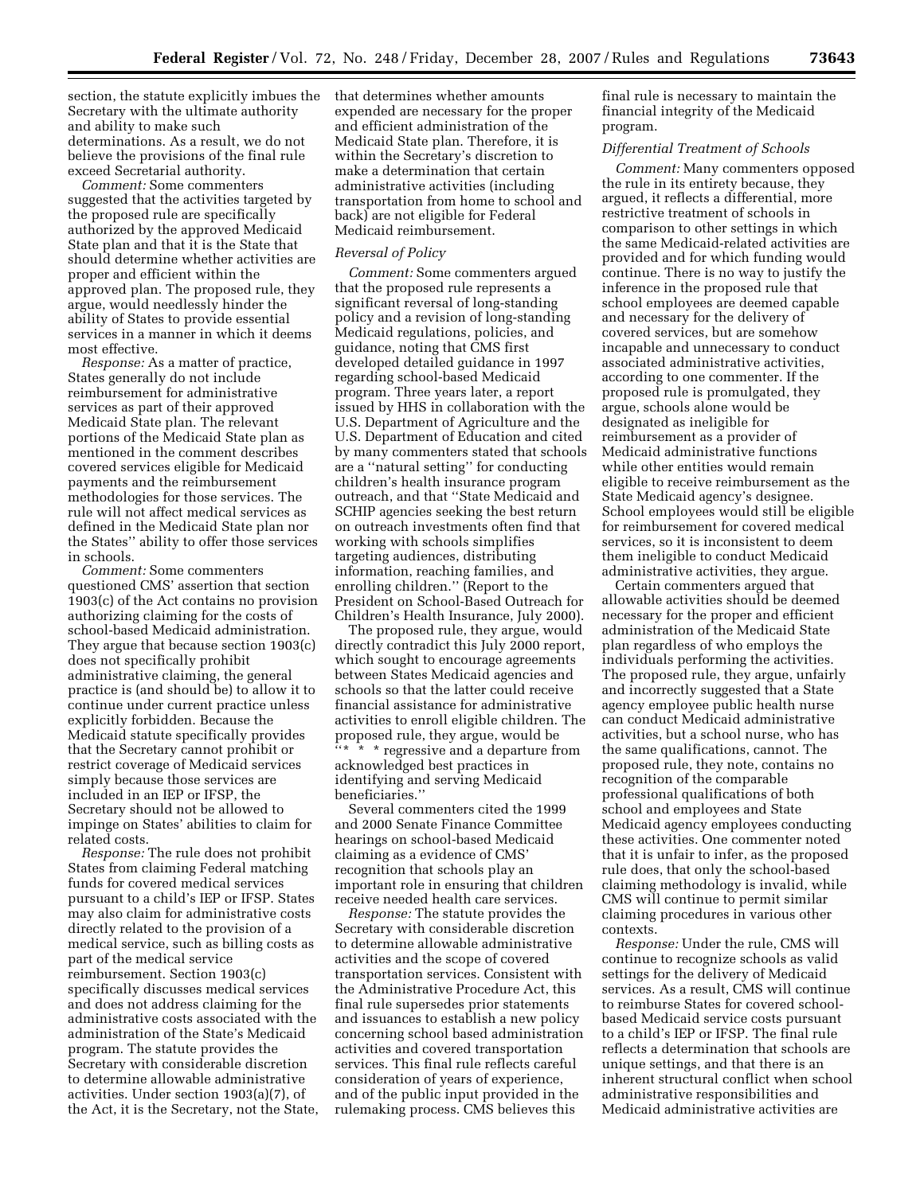section, the statute explicitly imbues the Secretary with the ultimate authority and ability to make such determinations. As a result, we do not believe the provisions of the final rule exceed Secretarial authority.

*Comment:* Some commenters suggested that the activities targeted by the proposed rule are specifically authorized by the approved Medicaid State plan and that it is the State that should determine whether activities are proper and efficient within the approved plan. The proposed rule, they argue, would needlessly hinder the ability of States to provide essential services in a manner in which it deems most effective.

*Response:* As a matter of practice, States generally do not include reimbursement for administrative services as part of their approved Medicaid State plan. The relevant portions of the Medicaid State plan as mentioned in the comment describes covered services eligible for Medicaid payments and the reimbursement methodologies for those services. The rule will not affect medical services as defined in the Medicaid State plan nor the States'' ability to offer those services in schools.

*Comment:* Some commenters questioned CMS' assertion that section 1903(c) of the Act contains no provision authorizing claiming for the costs of school-based Medicaid administration. They argue that because section 1903(c) does not specifically prohibit administrative claiming, the general practice is (and should be) to allow it to continue under current practice unless explicitly forbidden. Because the Medicaid statute specifically provides that the Secretary cannot prohibit or restrict coverage of Medicaid services simply because those services are included in an IEP or IFSP, the Secretary should not be allowed to impinge on States' abilities to claim for related costs.

*Response:* The rule does not prohibit States from claiming Federal matching funds for covered medical services pursuant to a child's IEP or IFSP. States may also claim for administrative costs directly related to the provision of a medical service, such as billing costs as part of the medical service reimbursement. Section 1903(c) specifically discusses medical services and does not address claiming for the administrative costs associated with the administration of the State's Medicaid program. The statute provides the Secretary with considerable discretion to determine allowable administrative activities. Under section 1903(a)(7), of the Act, it is the Secretary, not the State, that determines whether amounts expended are necessary for the proper and efficient administration of the Medicaid State plan. Therefore, it is within the Secretary's discretion to make a determination that certain administrative activities (including transportation from home to school and back) are not eligible for Federal Medicaid reimbursement.

*Reversal of Policy*

*Comment:* Some commenters argued that the proposed rule represents a significant reversal of long-standing policy and a revision of long-standing Medicaid regulations, policies, and guidance, noting that CMS first developed detailed guidance in 1997 regarding school-based Medicaid program. Three years later, a report issued by HHS in collaboration with the U.S. Department of Agriculture and the U.S. Department of Education and cited by many commenters stated that schools are a ''natural setting'' for conducting children's health insurance program outreach, and that ''State Medicaid and SCHIP agencies seeking the best return on outreach investments often find that working with schools simplifies targeting audiences, distributing information, reaching families, and enrolling children.'' (Report to the President on School-Based Outreach for Children's Health Insurance, July 2000).

The proposed rule, they argue, would directly contradict this July 2000 report, which sought to encourage agreements between States Medicaid agencies and schools so that the latter could receive financial assistance for administrative activities to enroll eligible children. The proposed rule, they argue, would be ''* * * regressive and a departure from acknowledged best practices in identifying and serving Medicaid beneficiaries.''

Several commenters cited the 1999 and 2000 Senate Finance Committee hearings on school-based Medicaid claiming as a evidence of CMS' recognition that schools play an important role in ensuring that children receive needed health care services.

*Response:* The statute provides the Secretary with considerable discretion to determine allowable administrative activities and the scope of covered transportation services. Consistent with the Administrative Procedure Act, this final rule supersedes prior statements and issuances to establish a new policy concerning school based administration activities and covered transportation services. This final rule reflects careful consideration of years of experience, and of the public input provided in the rulemaking process. CMS believes this final rule is necessary to maintain the financial integrity of the Medicaid program.

*Differential Treatment of Schools*

*Comment:* Many commenters opposed the rule in its entirety because, they argued, it reflects a differential, more restrictive treatment of schools in comparison to other settings in which the same Medicaid-related activities are provided and for which funding would continue. There is no way to justify the inference in the proposed rule that school employees are deemed capable and necessary for the delivery of covered services, but are somehow incapable and unnecessary to conduct associated administrative activities, according to one commenter. If the proposed rule is promulgated, they argue, schools alone would be designated as ineligible for reimbursement as a provider of Medicaid administrative functions while other entities would remain eligible to receive reimbursement as the State Medicaid agency's designee. School employees would still be eligible for reimbursement for covered medical services, so it is inconsistent to deem them ineligible to conduct Medicaid administrative activities, they argue.

Certain commenters argued that allowable activities should be deemed necessary for the proper and efficient administration of the Medicaid State plan regardless of who employs the individuals performing the activities. The proposed rule, they argue, unfairly and incorrectly suggested that a State agency employee public health nurse can conduct Medicaid administrative activities, but a school nurse, who has the same qualifications, cannot. The proposed rule, they note, contains no recognition of the comparable professional qualifications of both school and employees and State Medicaid agency employees conducting these activities. One commenter noted that it is unfair to infer, as the proposed rule does, that only the school-based claiming methodology is invalid, while CMS will continue to permit similar claiming procedures in various other contexts.

*Response:* Under the rule, CMS will continue to recognize schools as valid settings for the delivery of Medicaid services. As a result, CMS will continue to reimburse States for covered school-based Medicaid service costs pursuant to a child's IEP or IFSP. The final rule reflects a determination that schools are unique settings, and that there is an inherent structural conflict when school administrative responsibilities and Medicaid administrative activities are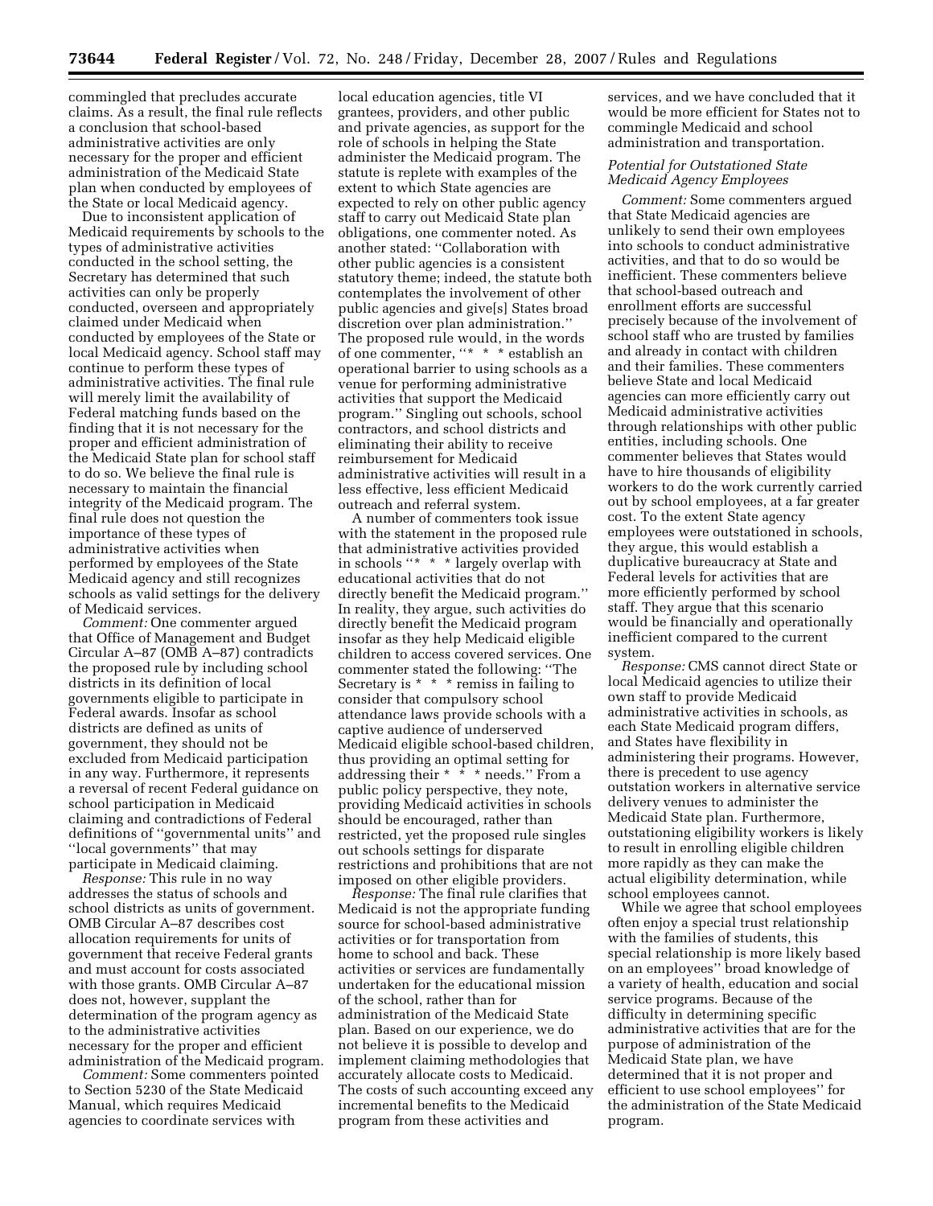commingled that precludes accurate claims. As a result, the final rule reflects a conclusion that school-based administrative activities are only necessary for the proper and efficient administration of the Medicaid State plan when conducted by employees of the State or local Medicaid agency.

Due to inconsistent application of Medicaid requirements by schools to the types of administrative activities conducted in the school setting, the Secretary has determined that such activities can only be properly conducted, overseen and appropriately claimed under Medicaid when conducted by employees of the State or local Medicaid agency. School staff may continue to perform these types of administrative activities. The final rule will merely limit the availability of Federal matching funds based on the finding that it is not necessary for the proper and efficient administration of the Medicaid State plan for school staff to do so. We believe the final rule is necessary to maintain the financial integrity of the Medicaid program. The final rule does not question the importance of these types of administrative activities when performed by employees of the State Medicaid agency and still recognizes schools as valid settings for the delivery of Medicaid services.

*Comment:* One commenter argued that Office of Management and Budget Circular A–87 (OMB A–87) contradicts the proposed rule by including school districts in its definition of local governments eligible to participate in Federal awards. Insofar as school districts are defined as units of government, they should not be excluded from Medicaid participation in any way. Furthermore, it represents a reversal of recent Federal guidance on school participation in Medicaid claiming and contradictions of Federal definitions of ''governmental units'' and ''local governments'' that may participate in Medicaid claiming.

*Response:* This rule in no way addresses the status of schools and school districts as units of government. OMB Circular A–87 describes cost allocation requirements for units of government that receive Federal grants and must account for costs associated with those grants. OMB Circular A–87 does not, however, supplant the determination of the program agency as to the administrative activities necessary for the proper and efficient administration of the Medicaid program.

*Comment:* Some commenters pointed to Section 5230 of the State Medicaid Manual, which requires Medicaid agencies to coordinate services with local education agencies, title VI grantees, providers, and other public and private agencies, as support for the role of schools in helping the State administer the Medicaid program. The statute is replete with examples of the extent to which State agencies are expected to rely on other public agency staff to carry out Medicaid State plan obligations, one commenter noted. As another stated: ''Collaboration with other public agencies is a consistent statutory theme; indeed, the statute both contemplates the involvement of other public agencies and give[s] States broad discretion over plan administration.'' The proposed rule would, in the words of one commenter, ''* * * establish an operational barrier to using schools as a venue for performing administrative activities that support the Medicaid program.'' Singling out schools, school contractors, and school districts and eliminating their ability to receive reimbursement for Medicaid administrative activities will result in a less effective, less efficient Medicaid outreach and referral system.

A number of commenters took issue with the statement in the proposed rule that administrative activities provided in schools ''* * * largely overlap with educational activities that do not directly benefit the Medicaid program.'' In reality, they argue, such activities do directly benefit the Medicaid program insofar as they help Medicaid eligible children to access covered services. One commenter stated the following: ''The Secretary is * * * remiss in failing to consider that compulsory school attendance laws provide schools with a captive audience of underserved Medicaid eligible school-based children, thus providing an optimal setting for addressing their * * * needs.'' From a public policy perspective, they note, providing Medicaid activities in schools should be encouraged, rather than restricted, yet the proposed rule singles out schools settings for disparate restrictions and prohibitions that are not imposed on other eligible providers.

*Response:* The final rule clarifies that Medicaid is not the appropriate funding source for school-based administrative activities or for transportation from home to school and back. These activities or services are fundamentally undertaken for the educational mission of the school, rather than for administration of the Medicaid State plan. Based on our experience, we do not believe it is possible to develop and implement claiming methodologies that accurately allocate costs to Medicaid. The costs of such accounting exceed any incremental benefits to the Medicaid program from these activities and services, and we have concluded that it would be more efficient for States not to commingle Medicaid and school administration and transportation.

### *Potential for Outstationed State Medicaid Agency Employees*

*Comment:* Some commenters argued that State Medicaid agencies are unlikely to send their own employees into schools to conduct administrative activities, and that to do so would be inefficient. These commenters believe that school-based outreach and enrollment efforts are successful precisely because of the involvement of school staff who are trusted by families and already in contact with children and their families. These commenters believe State and local Medicaid agencies can more efficiently carry out Medicaid administrative activities through relationships with other public entities, including schools. One commenter believes that States would have to hire thousands of eligibility workers to do the work currently carried out by school employees, at a far greater cost. To the extent State agency employees were outstationed in schools, they argue, this would establish a duplicative bureaucracy at State and Federal levels for activities that are more efficiently performed by school staff. They argue that this scenario would be financially and operationally inefficient compared to the current system.

*Response:* CMS cannot direct State or local Medicaid agencies to utilize their own staff to provide Medicaid administrative activities in schools, as each State Medicaid program differs, and States have flexibility in administering their programs. However, there is precedent to use agency outstation workers in alternative service delivery venues to administer the Medicaid State plan. Furthermore, outstationing eligibility workers is likely to result in enrolling eligible children more rapidly as they can make the actual eligibility determination, while school employees cannot.

While we agree that school employees often enjoy a special trust relationship with the families of students, this special relationship is more likely based on an employees'' broad knowledge of a variety of health, education and social service programs. Because of the difficulty in determining specific administrative activities that are for the purpose of administration of the Medicaid State plan, we have determined that it is not proper and efficient to use school employees'' for the administration of the State Medicaid program.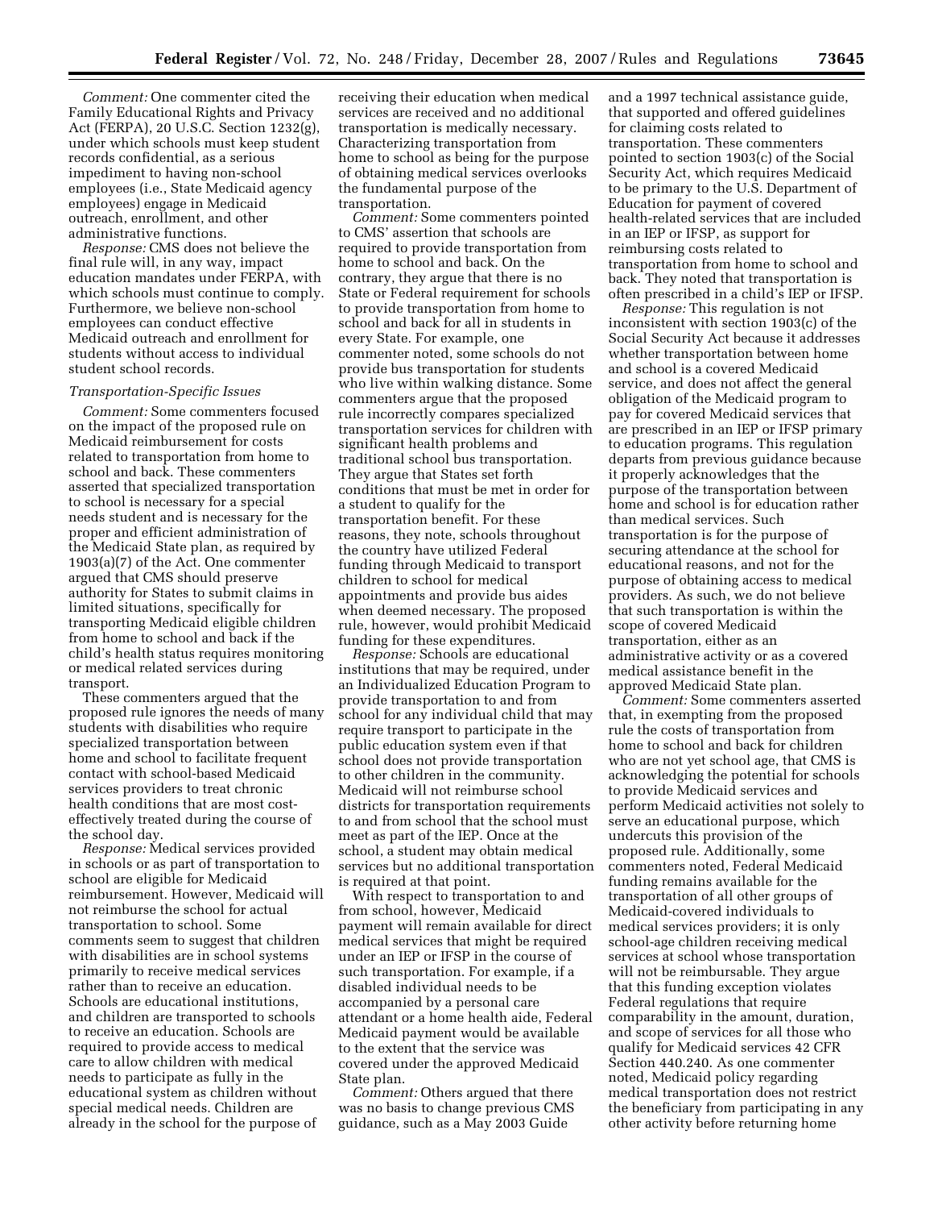*Comment:* One commenter cited the Family Educational Rights and Privacy Act (FERPA), 20 U.S.C. Section 1232(g), under which schools must keep student records confidential, as a serious impediment to having non-school employees (i.e., State Medicaid agency employees) engage in Medicaid outreach, enrollment, and other administrative functions.

*Response:* CMS does not believe the final rule will, in any way, impact education mandates under FERPA, with which schools must continue to comply. Furthermore, we believe non-school employees can conduct effective Medicaid outreach and enrollment for students without access to individual student school records.

*Transportation-Specific Issues*

*Comment:* Some commenters focused on the impact of the proposed rule on Medicaid reimbursement for costs related to transportation from home to school and back. These commenters asserted that specialized transportation to school is necessary for a special needs student and is necessary for the proper and efficient administration of the Medicaid State plan, as required by 1903(a)(7) of the Act. One commenter argued that CMS should preserve authority for States to submit claims in limited situations, specifically for transporting Medicaid eligible children from home to school and back if the child's health status requires monitoring or medical related services during transport.

These commenters argued that the proposed rule ignores the needs of many students with disabilities who require specialized transportation between home and school to facilitate frequent contact with school-based Medicaid services providers to treat chronic health conditions that are most cost-effectively treated during the course of the school day.

*Response:* Medical services provided in schools or as part of transportation to school are eligible for Medicaid reimbursement. However, Medicaid will not reimburse the school for actual transportation to school. Some comments seem to suggest that children with disabilities are in school systems primarily to receive medical services rather than to receive an education. Schools are educational institutions, and children are transported to schools to receive an education. Schools are required to provide access to medical care to allow children with medical needs to participate as fully in the educational system as children without special medical needs. Children are already in the school for the purpose of receiving their education when medical services are received and no additional transportation is medically necessary. Characterizing transportation from home to school as being for the purpose of obtaining medical services overlooks the fundamental purpose of the transportation.

*Comment:* Some commenters pointed to CMS' assertion that schools are required to provide transportation from home to school and back. On the contrary, they argue that there is no State or Federal requirement for schools to provide transportation from home to school and back for all in students in every State. For example, one commenter noted, some schools do not provide bus transportation for students who live within walking distance. Some commenters argue that the proposed rule incorrectly compares specialized transportation services for children with significant health problems and traditional school bus transportation. They argue that States set forth conditions that must be met in order for a student to qualify for the transportation benefit. For these reasons, they note, schools throughout the country have utilized Federal funding through Medicaid to transport children to school for medical appointments and provide bus aides when deemed necessary. The proposed rule, however, would prohibit Medicaid funding for these expenditures.

*Response:* Schools are educational institutions that may be required, under an Individualized Education Program to provide transportation to and from school for any individual child that may require transport to participate in the public education system even if that school does not provide transportation to other children in the community. Medicaid will not reimburse school districts for transportation requirements to and from school that the school must meet as part of the IEP. Once at the school, a student may obtain medical services but no additional transportation is required at that point.

With respect to transportation to and from school, however, Medicaid payment will remain available for direct medical services that might be required under an IEP or IFSP in the course of such transportation. For example, if a disabled individual needs to be accompanied by a personal care attendant or a home health aide, Federal Medicaid payment would be available to the extent that the service was covered under the approved Medicaid State plan.

*Comment:* Others argued that there was no basis to change previous CMS guidance, such as a May 2003 Guide and a 1997 technical assistance guide, that supported and offered guidelines for claiming costs related to transportation. These commenters pointed to section 1903(c) of the Social Security Act, which requires Medicaid to be primary to the U.S. Department of Education for payment of covered health-related services that are included in an IEP or IFSP, as support for reimbursing costs related to transportation from home to school and back. They noted that transportation is often prescribed in a child's IEP or IFSP.

*Response:* This regulation is not inconsistent with section 1903(c) of the Social Security Act because it addresses whether transportation between home and school is a covered Medicaid service, and does not affect the general obligation of the Medicaid program to pay for covered Medicaid services that are prescribed in an IEP or IFSP primary to education programs. This regulation departs from previous guidance because it properly acknowledges that the purpose of the transportation between home and school is for education rather than medical services. Such transportation is for the purpose of securing attendance at the school for educational reasons, and not for the purpose of obtaining access to medical providers. As such, we do not believe that such transportation is within the scope of covered Medicaid transportation, either as an administrative activity or as a covered medical assistance benefit in the approved Medicaid State plan.

*Comment:* Some commenters asserted that, in exempting from the proposed rule the costs of transportation from home to school and back for children who are not yet school age, that CMS is acknowledging the potential for schools to provide Medicaid services and perform Medicaid activities not solely to serve an educational purpose, which undercuts this provision of the proposed rule. Additionally, some commenters noted, Federal Medicaid funding remains available for the transportation of all other groups of Medicaid-covered individuals to medical services providers; it is only school-age children receiving medical services at school whose transportation will not be reimbursable. They argue that this funding exception violates Federal regulations that require comparability in the amount, duration, and scope of services for all those who qualify for Medicaid services 42 CFR Section 440.240. As one commenter noted, Medicaid policy regarding medical transportation does not restrict the beneficiary from participating in any other activity before returning home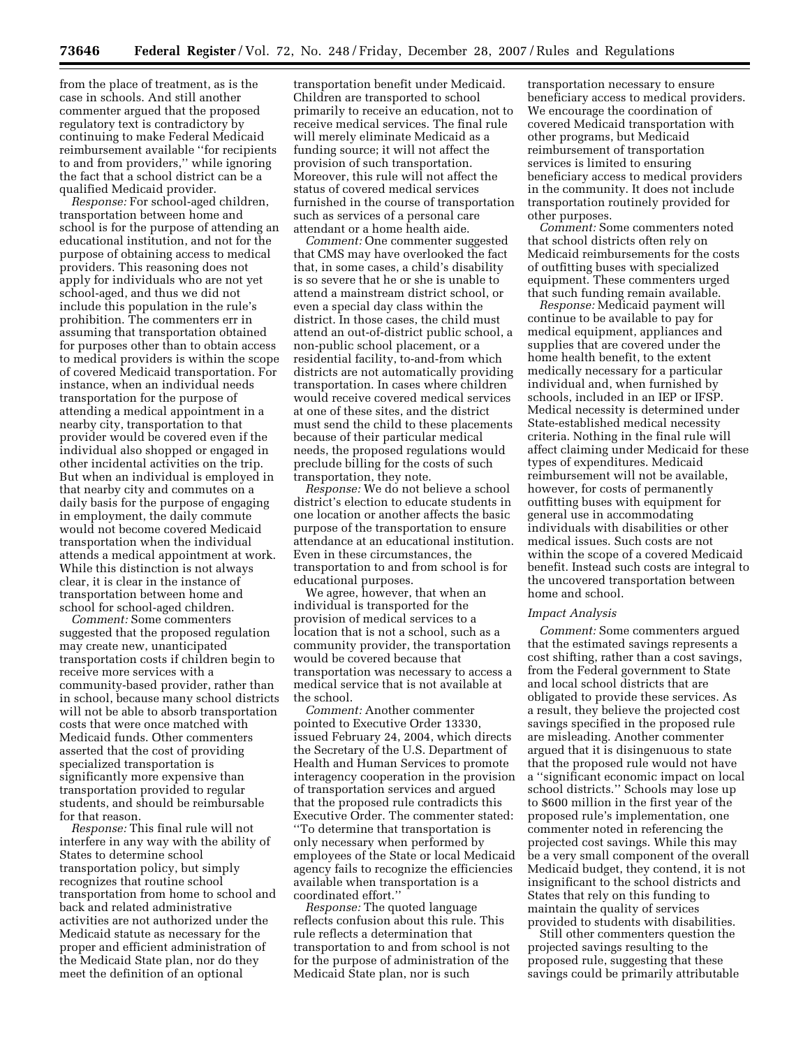from the place of treatment, as is the case in schools. And still another commenter argued that the proposed regulatory text is contradictory by continuing to make Federal Medicaid reimbursement available ''for recipients to and from providers,'' while ignoring the fact that a school district can be a qualified Medicaid provider.

*Response:* For school-aged children, transportation between home and school is for the purpose of attending an educational institution, and not for the purpose of obtaining access to medical providers. This reasoning does not apply for individuals who are not yet school-aged, and thus we did not include this population in the rule's prohibition. The commenters err in assuming that transportation obtained for purposes other than to obtain access to medical providers is within the scope of covered Medicaid transportation. For instance, when an individual needs transportation for the purpose of attending a medical appointment in a nearby city, transportation to that provider would be covered even if the individual also shopped or engaged in other incidental activities on the trip. But when an individual is employed in that nearby city and commutes on a daily basis for the purpose of engaging in employment, the daily commute would not become covered Medicaid transportation when the individual attends a medical appointment at work. While this distinction is not always clear, it is clear in the instance of transportation between home and school for school-aged children.

*Comment:* Some commenters suggested that the proposed regulation may create new, unanticipated transportation costs if children begin to receive more services with a community-based provider, rather than in school, because many school districts will not be able to absorb transportation costs that were once matched with Medicaid funds. Other commenters asserted that the cost of providing specialized transportation is significantly more expensive than transportation provided to regular students, and should be reimbursable for that reason.

*Response:* This final rule will not interfere in any way with the ability of States to determine school transportation policy, but simply recognizes that routine school transportation from home to school and back and related administrative activities are not authorized under the Medicaid statute as necessary for the proper and efficient administration of the Medicaid State plan, nor do they meet the definition of an optional transportation benefit under Medicaid. Children are transported to school primarily to receive an education, not to receive medical services. The final rule will merely eliminate Medicaid as a funding source; it will not affect the provision of such transportation. Moreover, this rule will not affect the status of covered medical services furnished in the course of transportation such as services of a personal care attendant or a home health aide.

*Comment:* One commenter suggested that CMS may have overlooked the fact that, in some cases, a child's disability is so severe that he or she is unable to attend a mainstream district school, or even a special day class within the district. In those cases, the child must attend an out-of-district public school, a non-public school placement, or a residential facility, to-and-from which districts are not automatically providing transportation. In cases where children would receive covered medical services at one of these sites, and the district must send the child to these placements because of their particular medical needs, the proposed regulations would preclude billing for the costs of such transportation, they note.

*Response:* We do not believe a school district's election to educate students in one location or another affects the basic purpose of the transportation to ensure attendance at an educational institution. Even in these circumstances, the transportation to and from school is for educational purposes.

We agree, however, that when an individual is transported for the provision of medical services to a location that is not a school, such as a community provider, the transportation would be covered because that transportation was necessary to access a medical service that is not available at the school.

*Comment:* Another commenter pointed to Executive Order 13330, issued February 24, 2004, which directs the Secretary of the U.S. Department of Health and Human Services to promote interagency cooperation in the provision of transportation services and argued that the proposed rule contradicts this Executive Order. The commenter stated: ''To determine that transportation is only necessary when performed by employees of the State or local Medicaid agency fails to recognize the efficiencies available when transportation is a coordinated effort.''

*Response:* The quoted language reflects confusion about this rule. This rule reflects a determination that transportation to and from school is not for the purpose of administration of the Medicaid State plan, nor is such transportation necessary to ensure beneficiary access to medical providers. We encourage the coordination of covered Medicaid transportation with other programs, but Medicaid reimbursement of transportation services is limited to ensuring beneficiary access to medical providers in the community. It does not include transportation routinely provided for other purposes.

*Comment:* Some commenters noted that school districts often rely on Medicaid reimbursements for the costs of outfitting buses with specialized equipment. These commenters urged that such funding remain available.

*Response:* Medicaid payment will continue to be available to pay for medical equipment, appliances and supplies that are covered under the home health benefit, to the extent medically necessary for a particular individual and, when furnished by schools, included in an IEP or IFSP. Medical necessity is determined under State-established medical necessity criteria. Nothing in the final rule will affect claiming under Medicaid for these types of expenditures. Medicaid reimbursement will not be available, however, for costs of permanently outfitting buses with equipment for general use in accommodating individuals with disabilities or other medical issues. Such costs are not within the scope of a covered Medicaid benefit. Instead such costs are integral to the uncovered transportation between home and school.

### *Impact Analysis*

*Comment:* Some commenters argued that the estimated savings represents a cost shifting, rather than a cost savings, from the Federal government to State and local school districts that are obligated to provide these services. As a result, they believe the projected cost savings specified in the proposed rule are misleading. Another commenter argued that it is disingenuous to state that the proposed rule would not have a ''significant economic impact on local school districts.'' Schools may lose up to $600 million in the first year of the proposed rule's implementation, one commenter noted in referencing the projected cost savings. While this may be a very small component of the overall Medicaid budget, they contend, it is not insignificant to the school districts and States that rely on this funding to maintain the quality of services provided to students with disabilities.

Still other commenters question the projected savings resulting to the proposed rule, suggesting that these savings could be primarily attributable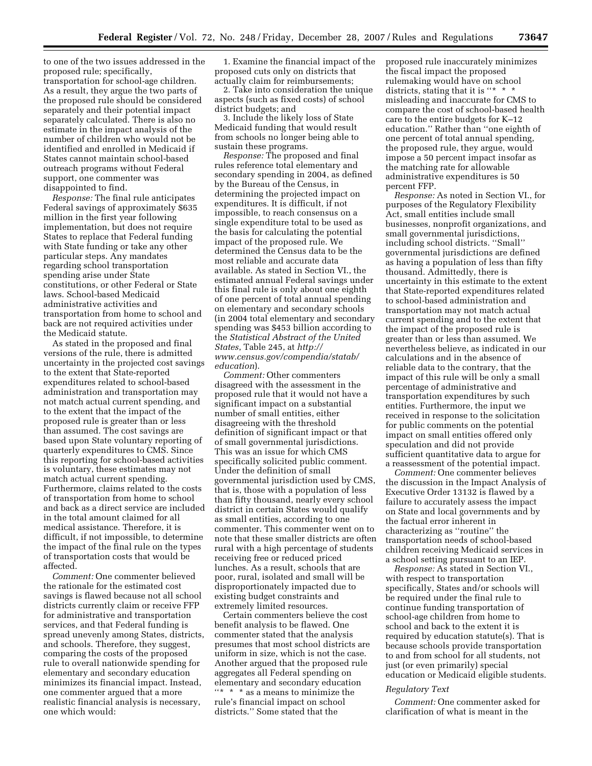to one of the two issues addressed in the proposed rule; specifically, transportation for school-age children. As a result, they argue the two parts of the proposed rule should be considered separately and their potential impact separately calculated. There is also no estimate in the impact analysis of the number of children who would not be identified and enrolled in Medicaid if States cannot maintain school-based outreach programs without Federal support, one commenter was disappointed to find.

*Response:* The final rule anticipates Federal savings of approximately $635 million in the first year following implementation, but does not require States to replace that Federal funding with State funding or take any other particular steps. Any mandates regarding school transportation spending arise under State constitutions, or other Federal or State laws. School-based Medicaid administrative activities and transportation from home to school and back are not required activities under the Medicaid statute.

As stated in the proposed and final versions of the rule, there is admitted uncertainty in the projected cost savings to the extent that State-reported expenditures related to school-based administration and transportation may not match actual current spending, and to the extent that the impact of the proposed rule is greater than or less than assumed. The cost savings are based upon State voluntary reporting of quarterly expenditures to CMS. Since this reporting for school-based activities is voluntary, these estimates may not match actual current spending. Furthermore, claims related to the costs of transportation from home to school and back as a direct service are included in the total amount claimed for all medical assistance. Therefore, it is difficult, if not impossible, to determine the impact of the final rule on the types of transportation costs that would be affected.

*Comment:* One commenter believed the rationale for the estimated cost savings is flawed because not all school districts currently claim or receive FFP for administrative and transportation services, and that Federal funding is spread unevenly among States, districts, and schools. Therefore, they suggest, comparing the costs of the proposed rule to overall nationwide spending for elementary and secondary education minimizes its financial impact. Instead, one commenter argued that a more realistic financial analysis is necessary, one which would:

1. Examine the financial impact of the proposed cuts only on districts that actually claim for reimbursements;
2. Take into consideration the unique aspects (such as fixed costs) of school district budgets; and
3. Include the likely loss of State Medicaid funding that would result from schools no longer being able to sustain these programs.

*Response:* The proposed and final rules reference total elementary and secondary spending in 2004, as defined by the Bureau of the Census, in determining the projected impact on expenditures. It is difficult, if not impossible, to reach consensus on a single expenditure total to be used as the basis for calculating the potential impact of the proposed rule. We determined the Census data to be the most reliable and accurate data available. As stated in Section VI., the estimated annual Federal savings under this final rule is only about one eighth of one percent of total annual spending on elementary and secondary schools (in 2004 total elementary and secondary spending was $453 billion according to the *Statistical Abstract of the United States*, Table 245, at *http://www.census.gov/compendia/statab/education*).

*Comment:* Other commenters disagreed with the assessment in the proposed rule that it would not have a significant impact on a substantial number of small entities, either disagreeing with the threshold definition of significant impact or that of small governmental jurisdictions. This was an issue for which CMS specifically solicited public comment. Under the definition of small governmental jurisdiction used by CMS, that is, those with a population of less than fifty thousand, nearly every school district in certain States would qualify as small entities, according to one commenter. This commenter went on to note that these smaller districts are often rural with a high percentage of students receiving free or reduced priced lunches. As a result, schools that are poor, rural, isolated and small will be disproportionately impacted due to existing budget constraints and extremely limited resources.

Certain commenters believe the cost benefit analysis to be flawed. One commenter stated that the analysis presumes that most school districts are uniform in size, which is not the case. Another argued that the proposed rule aggregates all Federal spending on elementary and secondary education "* * * as a means to minimize the rule's financial impact on school districts." Some stated that the proposed rule inaccurately minimizes the fiscal impact the proposed rulemaking would have on school districts, stating that it is "* * * misleading and inaccurate for CMS to compare the cost of school-based health care to the entire budgets for K–12 education." Rather than "one eighth of one percent of total annual spending, the proposed rule, they argue, would impose a 50 percent impact insofar as the matching rate for allowable administrative expenditures is 50 percent FFP.

*Response:* As noted in Section VI., for purposes of the Regulatory Flexibility Act, small entities include small businesses, nonprofit organizations, and small governmental jurisdictions, including school districts. "Small" governmental jurisdictions are defined as having a population of less than fifty thousand. Admittedly, there is uncertainty in this estimate to the extent that State-reported expenditures related to school-based administration and transportation may not match actual current spending and to the extent that the impact of the proposed rule is greater than or less than assumed. We nevertheless believe, as indicated in our calculations and in the absence of reliable data to the contrary, that the impact of this rule will be only a small percentage of administrative and transportation expenditures by such entities. Furthermore, the input we received in response to the solicitation for public comments on the potential impact on small entities offered only speculation and did not provide sufficient quantitative data to argue for a reassessment of the potential impact.

*Comment:* One commenter believes the discussion in the Impact Analysis of Executive Order 13132 is flawed by a failure to accurately assess the impact on State and local governments and by the factual error inherent in characterizing as "routine" the transportation needs of school-based children receiving Medicaid services in a school setting pursuant to an IEP.

*Response:* As stated in Section VI., with respect to transportation specifically, States and/or schools will be required under the final rule to continue funding transportation of school-age children from home to school and back to the extent it is required by education statute(s). That is because schools provide transportation to and from school for all students, not just (or even primarily) special education or Medicaid eligible students.

### *Regulatory Text*

*Comment:* One commenter asked for clarification of what is meant in the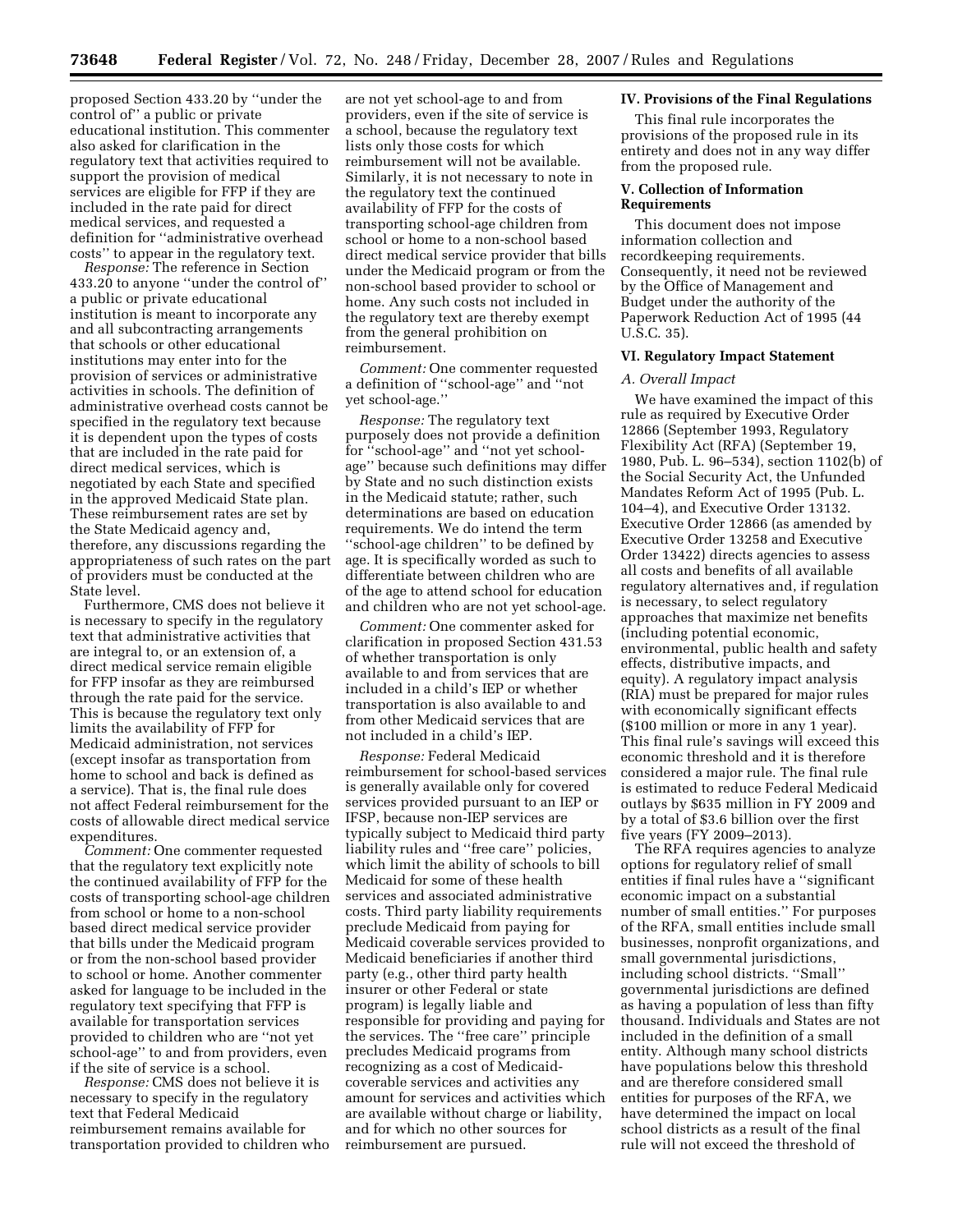proposed Section 433.20 by ''under the control of'' a public or private educational institution. This commenter also asked for clarification in the regulatory text that activities required to support the provision of medical services are eligible for FFP if they are included in the rate paid for direct medical services, and requested a definition for ''administrative overhead costs'' to appear in the regulatory text.

*Response:* The reference in Section 433.20 to anyone ''under the control of'' a public or private educational institution is meant to incorporate any and all subcontracting arrangements that schools or other educational institutions may enter into for the provision of services or administrative activities in schools. The definition of administrative overhead costs cannot be specified in the regulatory text because it is dependent upon the types of costs that are included in the rate paid for direct medical services, which is negotiated by each State and specified in the approved Medicaid State plan. These reimbursement rates are set by the State Medicaid agency and, therefore, any discussions regarding the appropriateness of such rates on the part of providers must be conducted at the State level.

Furthermore, CMS does not believe it is necessary to specify in the regulatory text that administrative activities that are integral to, or an extension of, a direct medical service remain eligible for FFP insofar as they are reimbursed through the rate paid for the service. This is because the regulatory text only limits the availability of FFP for Medicaid administration, not services (except insofar as transportation from home to school and back is defined as a service). That is, the final rule does not affect Federal reimbursement for the costs of allowable direct medical service expenditures.

*Comment:* One commenter requested that the regulatory text explicitly note the continued availability of FFP for the costs of transporting school-age children from school or home to a non-school based direct medical service provider that bills under the Medicaid program or from the non-school based provider to school or home. Another commenter asked for language to be included in the regulatory text specifying that FFP is available for transportation services provided to children who are ''not yet school-age'' to and from providers, even if the site of service is a school.

*Response:* CMS does not believe it is necessary to specify in the regulatory text that Federal Medicaid reimbursement remains available for transportation provided to children who are not yet school-age to and from providers, even if the site of service is a school, because the regulatory text lists only those costs for which reimbursement will not be available. Similarly, it is not necessary to note in the regulatory text the continued availability of FFP for the costs of transporting school-age children from school or home to a non-school based direct medical service provider that bills under the Medicaid program or from the non-school based provider to school or home. Any such costs not included in the regulatory text are thereby exempt from the general prohibition on reimbursement.

*Comment:* One commenter requested a definition of ''school-age'' and ''not yet school-age.''

*Response:* The regulatory text purposely does not provide a definition for ''school-age'' and ''not yet school-age'' because such definitions may differ by State and no such distinction exists in the Medicaid statute; rather, such determinations are based on education requirements. We do intend the term ''school-age children'' to be defined by age. It is specifically worded as such to differentiate between children who are of the age to attend school for education and children who are not yet school-age.

*Comment:* One commenter asked for clarification in proposed Section 431.53 of whether transportation is only available to and from services that are included in a child's IEP or whether transportation is also available to and from other Medicaid services that are not included in a child's IEP.

*Response:* Federal Medicaid reimbursement for school-based services is generally available only for covered services provided pursuant to an IEP or IFSP, because non-IEP services are typically subject to Medicaid third party liability rules and ''free care'' policies, which limit the ability of schools to bill Medicaid for some of these health services and associated administrative costs. Third party liability requirements preclude Medicaid from paying for Medicaid coverable services provided to Medicaid beneficiaries if another third party (e.g., other third party health insurer or other Federal or state program) is legally liable and responsible for providing and paying for the services. The ''free care'' principle precludes Medicaid programs from recognizing as a cost of Medicaid-coverable services and activities any amount for services and activities which are available without charge or liability, and for which no other sources for reimbursement are pursued.

## IV. Provisions of the Final Regulations

This final rule incorporates the provisions of the proposed rule in its entirety and does not in any way differ from the proposed rule.

## V. Collection of Information Requirements

This document does not impose information collection and recordkeeping requirements. Consequently, it need not be reviewed by the Office of Management and Budget under the authority of the Paperwork Reduction Act of 1995 (44 U.S.C. 35).

## VI. Regulatory Impact Statement

### *A. Overall Impact*

We have examined the impact of this rule as required by Executive Order 12866 (September 1993, Regulatory Flexibility Act (RFA) (September 19, 1980, Pub. L. 96–534), section 1102(b) of the Social Security Act, the Unfunded Mandates Reform Act of 1995 (Pub. L. 104–4), and Executive Order 13132. Executive Order 12866 (as amended by Executive Order 13258 and Executive Order 13422) directs agencies to assess all costs and benefits of all available regulatory alternatives and, if regulation is necessary, to select regulatory approaches that maximize net benefits (including potential economic, environmental, public health and safety effects, distributive impacts, and equity). A regulatory impact analysis (RIA) must be prepared for major rules with economically significant effects ($100 million or more in any 1 year). This final rule's savings will exceed this economic threshold and it is therefore considered a major rule. The final rule is estimated to reduce Federal Medicaid outlays by $635 million in FY 2009 and by a total of $3.6 billion over the first five years (FY 2009–2013).

The RFA requires agencies to analyze options for regulatory relief of small entities if final rules have a ''significant economic impact on a substantial number of small entities.'' For purposes of the RFA, small entities include small businesses, nonprofit organizations, and small governmental jurisdictions, including school districts. ''Small'' governmental jurisdictions are defined as having a population of less than fifty thousand. Individuals and States are not included in the definition of a small entity. Although many school districts have populations below this threshold and are therefore considered small entities for purposes of the RFA, we have determined the impact on local school districts as a result of the final rule will not exceed the threshold of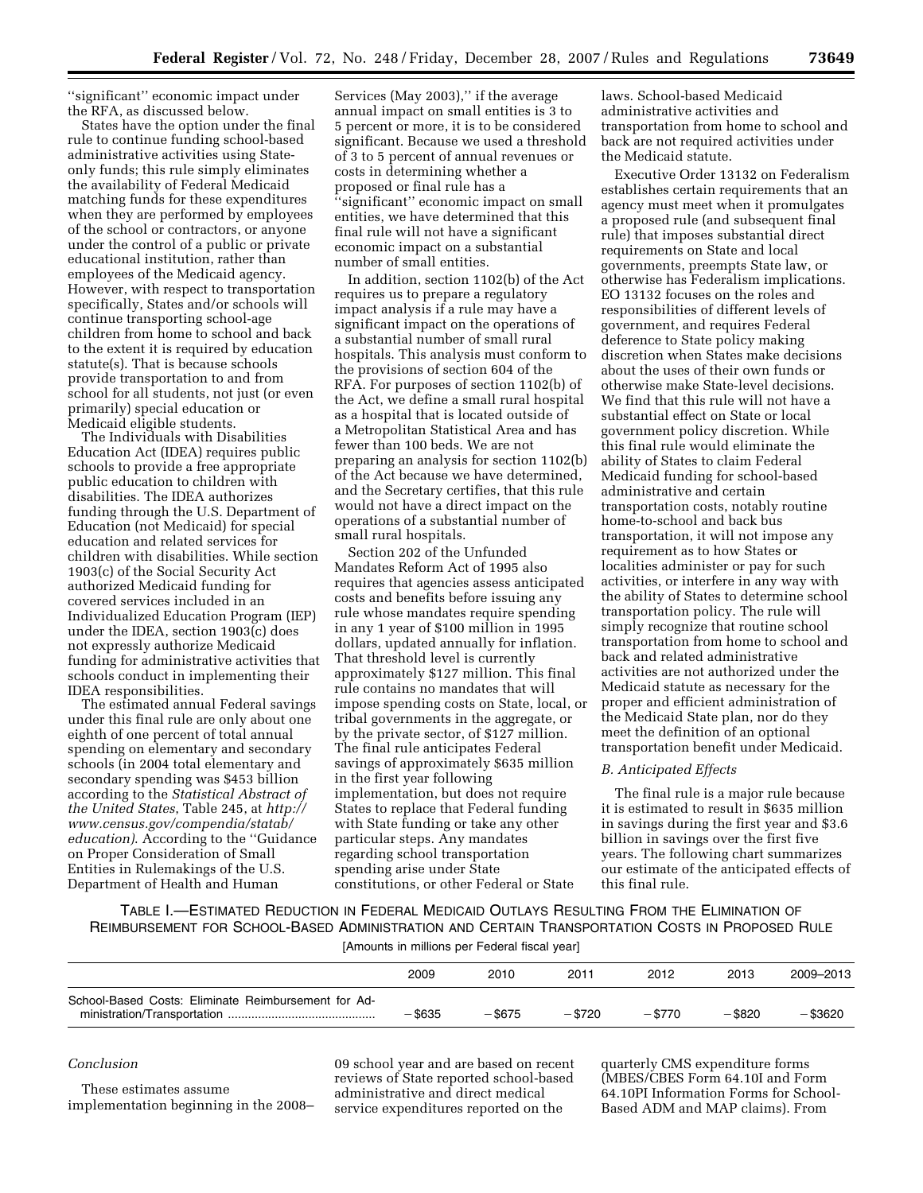''significant'' economic impact under the RFA, as discussed below.

States have the option under the final rule to continue funding school-based administrative activities using State-only funds; this rule simply eliminates the availability of Federal Medicaid matching funds for these expenditures when they are performed by employees of the school or contractors, or anyone under the control of a public or private educational institution, rather than employees of the Medicaid agency. However, with respect to transportation specifically, States and/or schools will continue transporting school-age children from home to school and back to the extent it is required by education statute(s). That is because schools provide transportation to and from school for all students, not just (or even primarily) special education or Medicaid eligible students.

The Individuals with Disabilities Education Act (IDEA) requires public schools to provide a free appropriate public education to children with disabilities. The IDEA authorizes funding through the U.S. Department of Education (not Medicaid) for special education and related services for children with disabilities. While section 1903(c) of the Social Security Act authorized Medicaid funding for covered services included in an Individualized Education Program (IEP) under the IDEA, section 1903(c) does not expressly authorize Medicaid funding for administrative activities that schools conduct in implementing their IDEA responsibilities.

The estimated annual Federal savings under this final rule are only about one eighth of one percent of total annual spending on elementary and secondary schools (in 2004 total elementary and secondary spending was $453 billion according to the *Statistical Abstract of the United States*, Table 245, at *http://www.census.gov/compendia/statab/education)*. According to the ''Guidance on Proper Consideration of Small Entities in Rulemakings of the U.S. Department of Health and Human Services (May 2003),'' if the average annual impact on small entities is 3 to 5 percent or more, it is to be considered significant. Because we used a threshold of 3 to 5 percent of annual revenues or costs in determining whether a proposed or final rule has a ''significant'' economic impact on small entities, we have determined that this final rule will not have a significant economic impact on a substantial number of small entities.

In addition, section 1102(b) of the Act requires us to prepare a regulatory impact analysis if a rule may have a significant impact on the operations of a substantial number of small rural hospitals. This analysis must conform to the provisions of section 604 of the RFA. For purposes of section 1102(b) of the Act, we define a small rural hospital as a hospital that is located outside of a Metropolitan Statistical Area and has fewer than 100 beds. We are not preparing an analysis for section 1102(b) of the Act because we have determined, and the Secretary certifies, that this rule would not have a direct impact on the operations of a substantial number of small rural hospitals.

Section 202 of the Unfunded Mandates Reform Act of 1995 also requires that agencies assess anticipated costs and benefits before issuing any rule whose mandates require spending in any 1 year of $100 million in 1995 dollars, updated annually for inflation. That threshold level is currently approximately $127 million. This final rule contains no mandates that will impose spending costs on State, local, or tribal governments in the aggregate, or by the private sector, of $127 million. The final rule anticipates Federal savings of approximately $635 million in the first year following implementation, but does not require States to replace that Federal funding with State funding or take any other particular steps. Any mandates regarding school transportation spending arise under State constitutions, or other Federal or State laws. School-based Medicaid administrative activities and transportation from home to school and back are not required activities under the Medicaid statute.

Executive Order 13132 on Federalism establishes certain requirements that an agency must meet when it promulgates a proposed rule (and subsequent final rule) that imposes substantial direct requirements on State and local governments, preempts State law, or otherwise has Federalism implications. EO 13132 focuses on the roles and responsibilities of different levels of government, and requires Federal deference to State policy making discretion when States make decisions about the uses of their own funds or otherwise make State-level decisions. We find that this rule will not have a substantial effect on State or local government policy discretion. While this final rule would eliminate the ability of States to claim Federal Medicaid funding for school-based administrative and certain transportation costs, notably routine home-to-school and back bus transportation, it will not impose any requirement as to how States or localities administer or pay for such activities, or interfere in any way with the ability of States to determine school transportation policy. The rule will simply recognize that routine school transportation from home to school and back and related administrative activities are not authorized under the Medicaid statute as necessary for the proper and efficient administration of the Medicaid State plan, nor do they meet the definition of an optional transportation benefit under Medicaid.

*B. Anticipated Effects*

The final rule is a major rule because it is estimated to result in $635 million in savings during the first year and $3.6 billion in savings over the first five years. The following chart summarizes our estimate of the anticipated effects of this final rule.

TABLE I.—ESTIMATED REDUCTION IN FEDERAL MEDICAID OUTLAYS RESULTING FROM THE ELIMINATION OF REIMBURSEMENT FOR SCHOOL-BASED ADMINISTRATION AND CERTAIN TRANSPORTATION COSTS IN PROPOSED RULE

[Amounts in millions per Federal fiscal year]

| | 2009 | 2010 | 2011 | 2012 | 2013 | 2009–2013 |
|---|---|---|---|---|---|---|
| School-Based Costs: Eliminate Reimbursement for Administration/Transportation | −$635 | −$675 | −$720 | −$770 | −$820 | −$3620 |

*Conclusion*

These estimates assume implementation beginning in the 2008–09 school year and are based on recent reviews of State reported school-based administrative and direct medical service expenditures reported on the quarterly CMS expenditure forms (MBES/CBES Form 64.10I and Form 64.10PI Information Forms for School-Based ADM and MAP claims). From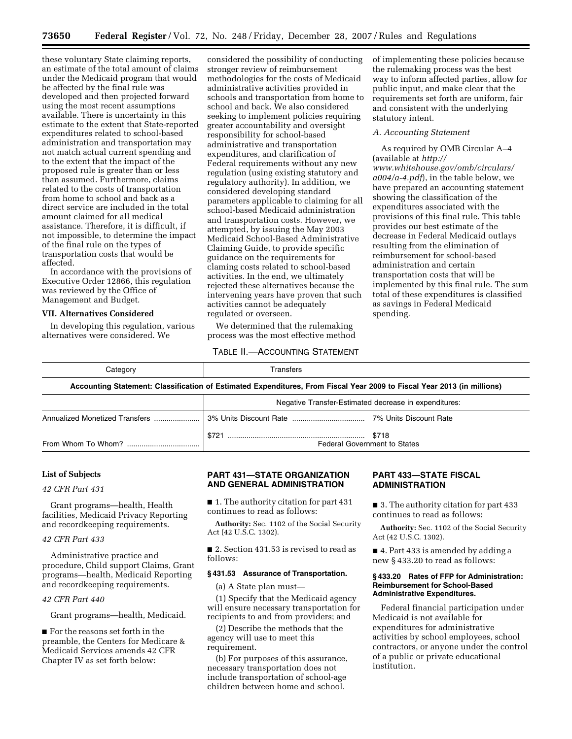these voluntary State claiming reports, an estimate of the total amount of claims under the Medicaid program that would be affected by the final rule was developed and then projected forward using the most recent assumptions available. There is uncertainty in this estimate to the extent that State-reported expenditures related to school-based administration and transportation may not match actual current spending and to the extent that the impact of the proposed rule is greater than or less than assumed. Furthermore, claims related to the costs of transportation from home to school and back as a direct service are included in the total amount claimed for all medical assistance. Therefore, it is difficult, if not impossible, to determine the impact of the final rule on the types of transportation costs that would be affected.

In accordance with the provisions of Executive Order 12866, this regulation was reviewed by the Office of Management and Budget.

## VII. Alternatives Considered

In developing this regulation, various alternatives were considered. We considered the possibility of conducting stronger review of reimbursement methodologies for the costs of Medicaid administrative activities provided in schools and transportation from home to school and back. We also considered seeking to implement policies requiring greater accountability and oversight responsibility for school-based administrative and transportation expenditures, and clarification of Federal requirements without any new regulation (using existing statutory and regulatory authority). In addition, we considered developing standard parameters applicable to claiming for all school-based Medicaid administration and transportation costs. However, we attempted, by issuing the May 2003 Medicaid School-Based Administrative Claiming Guide, to provide specific guidance on the requirements for claming costs related to school-based activities. In the end, we ultimately rejected these alternatives because the intervening years have proven that such activities cannot be adequately regulated or overseen.

We determined that the rulemaking process was the most effective method of implementing these policies because the rulemaking process was the best way to inform affected parties, allow for public input, and make clear that the requirements set forth are uniform, fair and consistent with the underlying statutory intent.

### *A. Accounting Statement*

As required by OMB Circular A–4 (available at *http://www.whitehouse.gov/omb/circulars/a004/a-4.pdf*), in the table below, we have prepared an accounting statement showing the classification of the expenditures associated with the provisions of this final rule. This table provides our best estimate of the decrease in Federal Medicaid outlays resulting from the elimination of reimbursement for school-based administration and certain transportation costs that will be implemented by this final rule. The sum total of these expenditures is classified as savings in Federal Medicaid spending.

TABLE II.—ACCOUNTING STATEMENT

| Category | Transfers | |
|---|---|---|
| **Accounting Statement: Classification of Estimated Expenditures, From Fiscal Year 2009 to Fiscal Year 2013 (in millions)** | | |
| | Negative Transfer-Estimated decrease in expenditures: | |
| Annualized Monetized Transfers | 3% Units Discount Rate | 7% Units Discount Rate |
| | $721 | $718 |
| From Whom To Whom? | Federal Government to States | |

**List of Subjects**

*42 CFR Part 431*

Grant programs—health, Health facilities, Medicaid Privacy Reporting and recordkeeping requirements.

*42 CFR Part 433*

Administrative practice and procedure, Child support Claims, Grant programs—health, Medicaid Reporting and recordkeeping requirements.

*42 CFR Part 440*

Grant programs—health, Medicaid.

■ For the reasons set forth in the preamble, the Centers for Medicare & Medicaid Services amends 42 CFR Chapter IV as set forth below:

## PART 431—STATE ORGANIZATION AND GENERAL ADMINISTRATION

■ 1. The authority citation for part 431 continues to read as follows:

**Authority:** Sec. 1102 of the Social Security Act (42 U.S.C. 1302).

■ 2. Section 431.53 is revised to read as follows:

**§ 431.53 Assurance of Transportation.**

(a) A State plan must—

(1) Specify that the Medicaid agency will ensure necessary transportation for recipients to and from providers; and

(2) Describe the methods that the agency will use to meet this requirement.

(b) For purposes of this assurance, necessary transportation does not include transportation of school-age children between home and school.

## PART 433—STATE FISCAL ADMINISTRATION

■ 3. The authority citation for part 433 continues to read as follows:

**Authority:** Sec. 1102 of the Social Security Act (42 U.S.C. 1302).

■ 4. Part 433 is amended by adding a new § 433.20 to read as follows:

**§ 433.20 Rates of FFP for Administration: Reimbursement for School-Based Administrative Expenditures.**

Federal financial participation under Medicaid is not available for expenditures for administrative activities by school employees, school contractors, or anyone under the control of a public or private educational institution.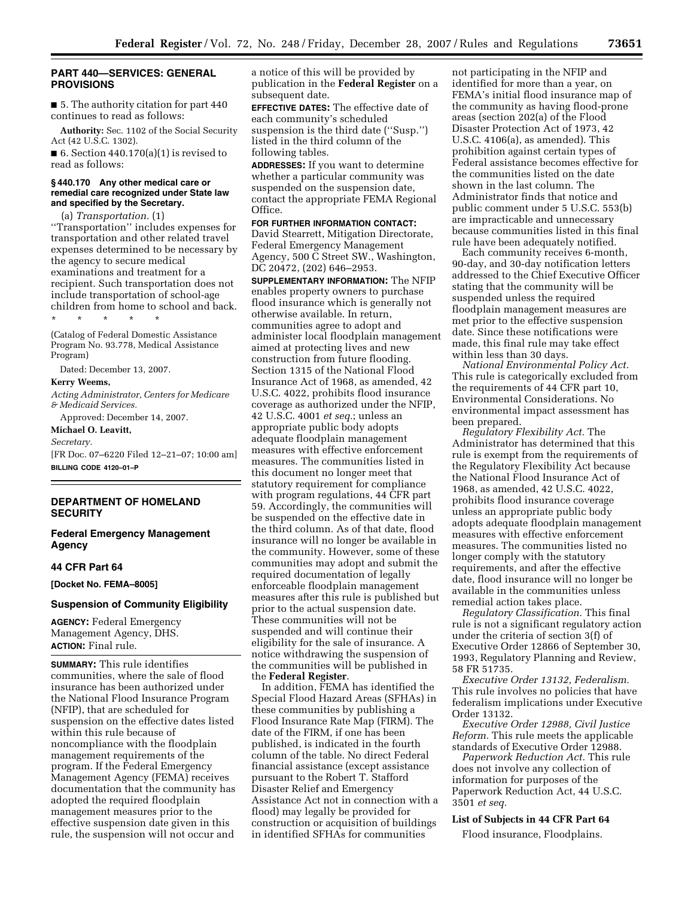## PART 440—SERVICES: GENERAL PROVISIONS

■ 5. The authority citation for part 440 continues to read as follows:

**Authority:** Sec. 1102 of the Social Security Act (42 U.S.C. 1302).

■ 6. Section 440.170(a)(1) is revised to read as follows:

### § 440.170 Any other medical care or remedial care recognized under State law and specified by the Secretary.

(a) *Transportation.* (1) ''Transportation'' includes expenses for transportation and other related travel expenses determined to be necessary by the agency to secure medical examinations and treatment for a recipient. Such transportation does not include transportation of school-age children from home to school and back.

\* \* \* \* \*

(Catalog of Federal Domestic Assistance Program No. 93.778, Medical Assistance Program)

Dated: December 13, 2007.

**Kerry Weems,**

*Acting Administrator, Centers for Medicare & Medicaid Services.*

Approved: December 14, 2007.

**Michael O. Leavitt,**

*Secretary.*

[FR Doc. 07–6220 Filed 12–21–07; 10:00 am]

**BILLING CODE 4120–01–P**

## DEPARTMENT OF HOMELAND SECURITY

## Federal Emergency Management Agency

### 44 CFR Part 64

**[Docket No. FEMA–8005]**

### Suspension of Community Eligibility

**AGENCY:** Federal Emergency Management Agency, DHS.

**ACTION:** Final rule.

**SUMMARY:** This rule identifies communities, where the sale of flood insurance has been authorized under the National Flood Insurance Program (NFIP), that are scheduled for suspension on the effective dates listed within this rule because of noncompliance with the floodplain management requirements of the program. If the Federal Emergency Management Agency (FEMA) receives documentation that the community has adopted the required floodplain management measures prior to the effective suspension date given in this rule, the suspension will not occur and a notice of this will be provided by publication in the **Federal Register** on a subsequent date.

**EFFECTIVE DATES:** The effective date of each community's scheduled suspension is the third date (''Susp.'') listed in the third column of the following tables.

**ADDRESSES:** If you want to determine whether a particular community was suspended on the suspension date, contact the appropriate FEMA Regional Office.

**FOR FURTHER INFORMATION CONTACT:** David Stearrett, Mitigation Directorate, Federal Emergency Management Agency, 500 C Street SW., Washington, DC 20472, (202) 646–2953.

**SUPPLEMENTARY INFORMATION:** The NFIP enables property owners to purchase flood insurance which is generally not otherwise available. In return, communities agree to adopt and administer local floodplain management aimed at protecting lives and new construction from future flooding. Section 1315 of the National Flood Insurance Act of 1968, as amended, 42 U.S.C. 4022, prohibits flood insurance coverage as authorized under the NFIP, 42 U.S.C. 4001 *et seq.*; unless an appropriate public body adopts adequate floodplain management measures with effective enforcement measures. The communities listed in this document no longer meet that statutory requirement for compliance with program regulations, 44 CFR part 59. Accordingly, the communities will be suspended on the effective date in the third column. As of that date, flood insurance will no longer be available in the community. However, some of these communities may adopt and submit the required documentation of legally enforceable floodplain management measures after this rule is published but prior to the actual suspension date. These communities will not be suspended and will continue their eligibility for the sale of insurance. A notice withdrawing the suspension of the communities will be published in the **Federal Register**.

In addition, FEMA has identified the Special Flood Hazard Areas (SFHAs) in these communities by publishing a Flood Insurance Rate Map (FIRM). The date of the FIRM, if one has been published, is indicated in the fourth column of the table. No direct Federal financial assistance (except assistance pursuant to the Robert T. Stafford Disaster Relief and Emergency Assistance Act not in connection with a flood) may legally be provided for construction or acquisition of buildings in identified SFHAs for communities not participating in the NFIP and identified for more than a year, on FEMA's initial flood insurance map of the community as having flood-prone areas (section 202(a) of the Flood Disaster Protection Act of 1973, 42 U.S.C. 4106(a), as amended). This prohibition against certain types of Federal assistance becomes effective for the communities listed on the date shown in the last column. The Administrator finds that notice and public comment under 5 U.S.C. 553(b) are impracticable and unnecessary because communities listed in this final rule have been adequately notified.

Each community receives 6-month, 90-day, and 30-day notification letters addressed to the Chief Executive Officer stating that the community will be suspended unless the required floodplain management measures are met prior to the effective suspension date. Since these notifications were made, this final rule may take effect within less than 30 days.

*National Environmental Policy Act.* This rule is categorically excluded from the requirements of 44 CFR part 10, Environmental Considerations. No environmental impact assessment has been prepared.

*Regulatory Flexibility Act.* The Administrator has determined that this rule is exempt from the requirements of the Regulatory Flexibility Act because the National Flood Insurance Act of 1968, as amended, 42 U.S.C. 4022, prohibits flood insurance coverage unless an appropriate public body adopts adequate floodplain management measures with effective enforcement measures. The communities listed no longer comply with the statutory requirements, and after the effective date, flood insurance will no longer be available in the communities unless remedial action takes place.

*Regulatory Classification.* This final rule is not a significant regulatory action under the criteria of section 3(f) of Executive Order 12866 of September 30, 1993, Regulatory Planning and Review, 58 FR 51735.

*Executive Order 13132, Federalism.* This rule involves no policies that have federalism implications under Executive Order 13132.

*Executive Order 12988, Civil Justice Reform.* This rule meets the applicable standards of Executive Order 12988.

*Paperwork Reduction Act.* This rule does not involve any collection of information for purposes of the Paperwork Reduction Act, 44 U.S.C. 3501 *et seq.*

**List of Subjects in 44 CFR Part 64**

Flood insurance, Floodplains.